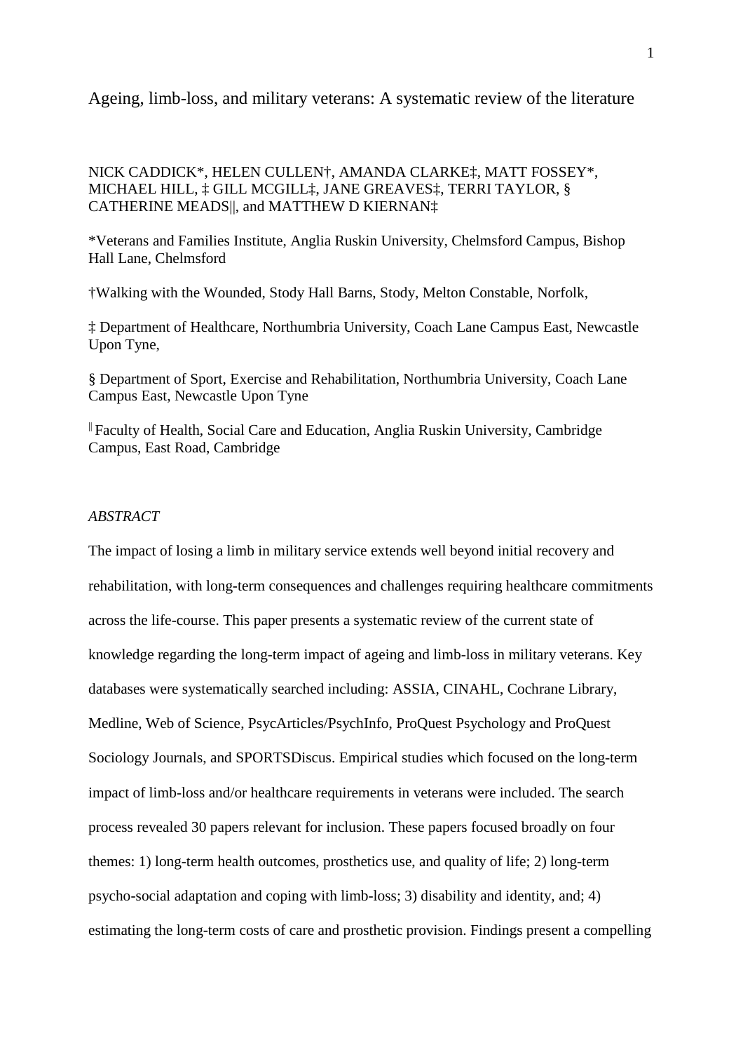# Ageing, limb-loss, and military veterans: A systematic review of the literature

NICK CADDICK*, HELEN CULLEN†, AMANDA CLARKE‡, MATT FOSSEY*, MICHAEL HILL, ‡ GILL MCGILL‡, JANE GREAVES‡, TERRI TAYLOR, § CATHERINE MEADS||, and MATTHEW D KIERNAN‡

*Veterans and Families Institute, Anglia Ruskin University, Chelmsford Campus, Bishop Hall Lane, Chelmsford

†Walking with the Wounded, Stody Hall Barns, Stody, Melton Constable, Norfolk,

‡ Department of Healthcare, Northumbria University, Coach Lane Campus East, Newcastle Upon Tyne,

§ Department of Sport, Exercise and Rehabilitation, Northumbria University, Coach Lane Campus East, Newcastle Upon Tyne

|| Faculty of Health, Social Care and Education, Anglia Ruskin University, Cambridge Campus, East Road, Cambridge

*ABSTRACT*

The impact of losing a limb in military service extends well beyond initial recovery and rehabilitation, with long-term consequences and challenges requiring healthcare commitments across the life-course. This paper presents a systematic review of the current state of knowledge regarding the long-term impact of ageing and limb-loss in military veterans. Key databases were systematically searched including: ASSIA, CINAHL, Cochrane Library, Medline, Web of Science, PsycArticles/PsychInfo, ProQuest Psychology and ProQuest Sociology Journals, and SPORTSDiscus. Empirical studies which focused on the long-term impact of limb-loss and/or healthcare requirements in veterans were included. The search process revealed 30 papers relevant for inclusion. These papers focused broadly on four themes: 1) long-term health outcomes, prosthetics use, and quality of life; 2) long-term psycho-social adaptation and coping with limb-loss; 3) disability and identity, and; 4) estimating the long-term costs of care and prosthetic provision. Findings present a compelling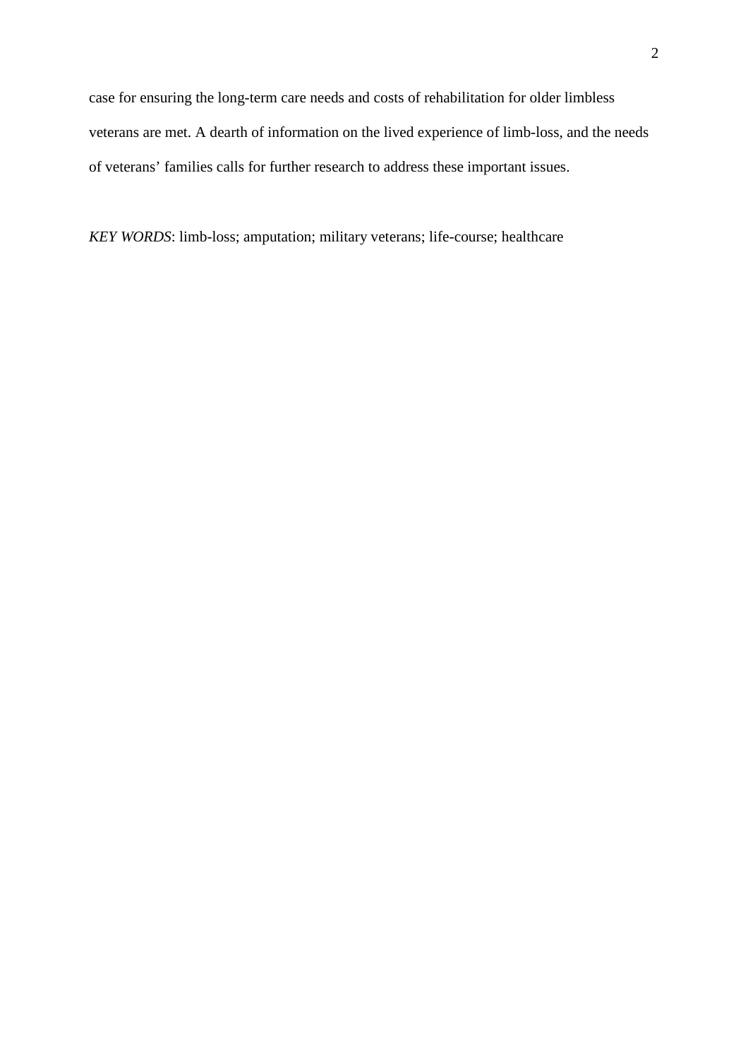case for ensuring the long-term care needs and costs of rehabilitation for older limbless veterans are met. A dearth of information on the lived experience of limb-loss, and the needs of veterans' families calls for further research to address these important issues.

*KEY WORDS*: limb-loss; amputation; military veterans; life-course; healthcare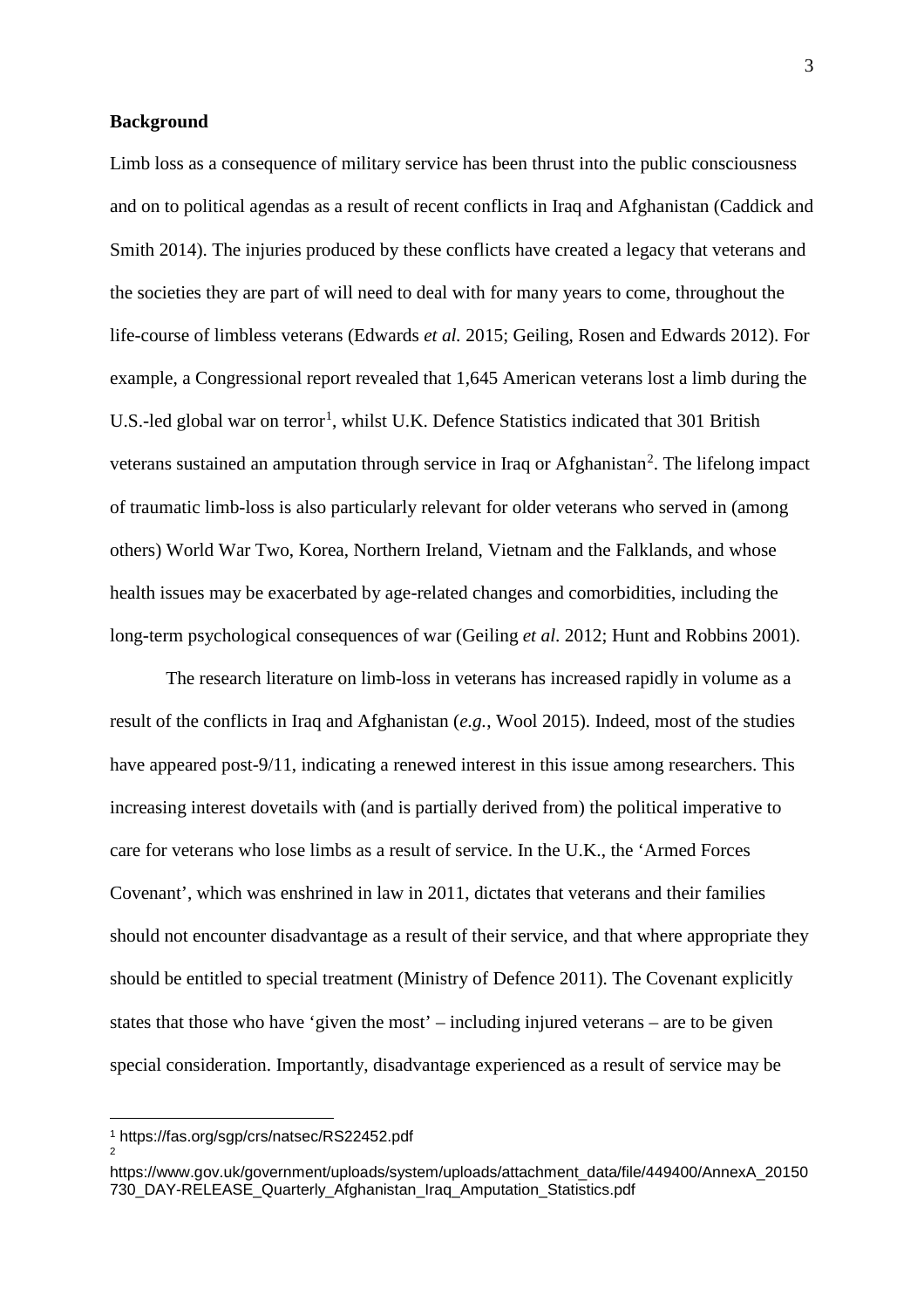**Background**

Limb loss as a consequence of military service has been thrust into the public consciousness and on to political agendas as a result of recent conflicts in Iraq and Afghanistan (Caddick and Smith 2014). The injuries produced by these conflicts have created a legacy that veterans and the societies they are part of will need to deal with for many years to come, throughout the life-course of limbless veterans (Edwards *et al.* 2015; Geiling, Rosen and Edwards 2012). For example, a Congressional report revealed that 1,645 American veterans lost a limb during the U.S.-led global war on terror[1], whilst U.K. Defence Statistics indicated that 301 British veterans sustained an amputation through service in Iraq or Afghanistan[2]. The lifelong impact of traumatic limb-loss is also particularly relevant for older veterans who served in (among others) World War Two, Korea, Northern Ireland, Vietnam and the Falklands, and whose health issues may be exacerbated by age-related changes and comorbidities, including the long-term psychological consequences of war (Geiling *et al*. 2012; Hunt and Robbins 2001).

The research literature on limb-loss in veterans has increased rapidly in volume as a result of the conflicts in Iraq and Afghanistan (*e.g.*, Wool 2015). Indeed, most of the studies have appeared post-9/11, indicating a renewed interest in this issue among researchers. This increasing interest dovetails with (and is partially derived from) the political imperative to care for veterans who lose limbs as a result of service. In the U.K., the 'Armed Forces Covenant', which was enshrined in law in 2011, dictates that veterans and their families should not encounter disadvantage as a result of their service, and that where appropriate they should be entitled to special treatment (Ministry of Defence 2011). The Covenant explicitly states that those who have 'given the most' – including injured veterans – are to be given special consideration. Importantly, disadvantage experienced as a result of service may be

---

[1] https://fas.org/sgp/crs/natsec/RS22452.pdf

[2] https://www.gov.uk/government/uploads/system/uploads/attachment_data/file/449400/AnnexA_20150730_DAY-RELEASE_Quarterly_Afghanistan_Iraq_Amputation_Statistics.pdf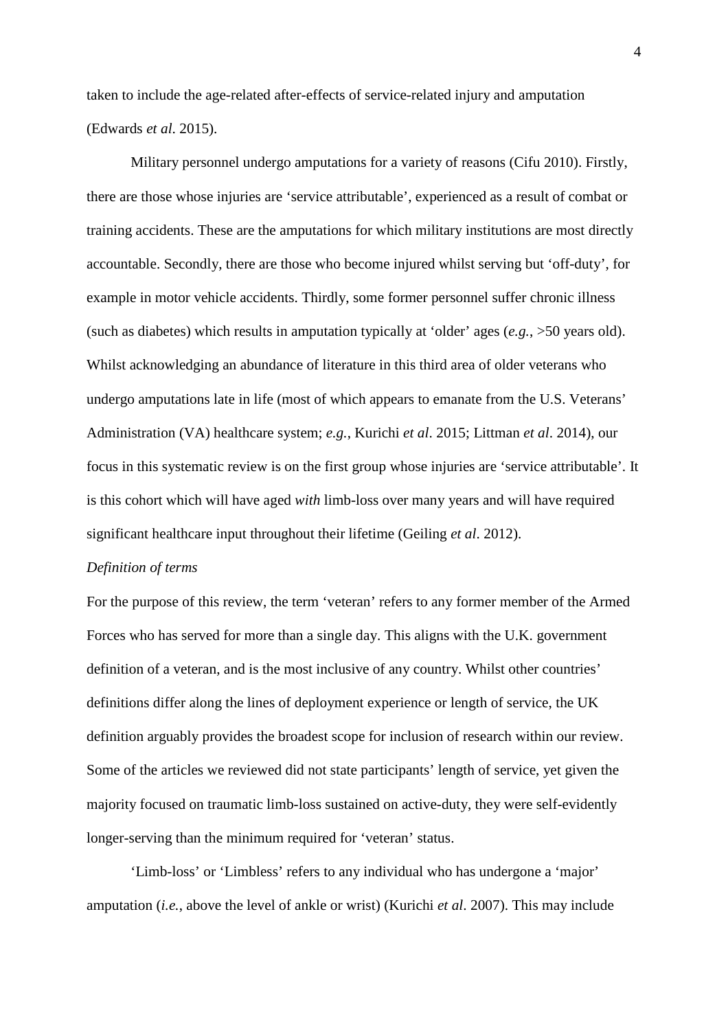taken to include the age-related after-effects of service-related injury and amputation (Edwards *et al*. 2015).

Military personnel undergo amputations for a variety of reasons (Cifu 2010). Firstly, there are those whose injuries are 'service attributable', experienced as a result of combat or training accidents. These are the amputations for which military institutions are most directly accountable. Secondly, there are those who become injured whilst serving but 'off-duty', for example in motor vehicle accidents. Thirdly, some former personnel suffer chronic illness (such as diabetes) which results in amputation typically at 'older' ages (*e.g.*, >50 years old). Whilst acknowledging an abundance of literature in this third area of older veterans who undergo amputations late in life (most of which appears to emanate from the U.S. Veterans' Administration (VA) healthcare system; *e.g.*, Kurichi *et al*. 2015; Littman *et al*. 2014), our focus in this systematic review is on the first group whose injuries are 'service attributable'. It is this cohort which will have aged *with* limb-loss over many years and will have required significant healthcare input throughout their lifetime (Geiling *et al*. 2012).

*Definition of terms*

For the purpose of this review, the term 'veteran' refers to any former member of the Armed Forces who has served for more than a single day. This aligns with the U.K. government definition of a veteran, and is the most inclusive of any country. Whilst other countries' definitions differ along the lines of deployment experience or length of service, the UK definition arguably provides the broadest scope for inclusion of research within our review. Some of the articles we reviewed did not state participants' length of service, yet given the majority focused on traumatic limb-loss sustained on active-duty, they were self-evidently longer-serving than the minimum required for 'veteran' status.

'Limb-loss' or 'Limbless' refers to any individual who has undergone a 'major' amputation (*i.e.*, above the level of ankle or wrist) (Kurichi *et al*. 2007). This may include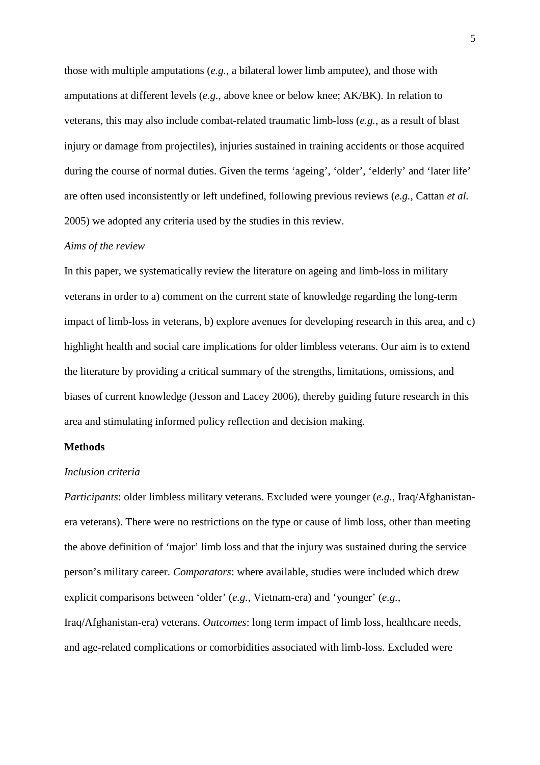those with multiple amputations (*e.g.*, a bilateral lower limb amputee), and those with amputations at different levels (*e.g.*, above knee or below knee; AK/BK). In relation to veterans, this may also include combat-related traumatic limb-loss (*e.g.*, as a result of blast injury or damage from projectiles), injuries sustained in training accidents or those acquired during the course of normal duties. Given the terms 'ageing', 'older', 'elderly' and 'later life' are often used inconsistently or left undefined, following previous reviews (*e.g.*, Cattan *et al.* 2005) we adopted any criteria used by the studies in this review.

*Aims of the review*

In this paper, we systematically review the literature on ageing and limb-loss in military veterans in order to a) comment on the current state of knowledge regarding the long-term impact of limb-loss in veterans, b) explore avenues for developing research in this area, and c) highlight health and social care implications for older limbless veterans. Our aim is to extend the literature by providing a critical summary of the strengths, limitations, omissions, and biases of current knowledge (Jesson and Lacey 2006), thereby guiding future research in this area and stimulating informed policy reflection and decision making.

**Methods**

*Inclusion criteria*

*Participants*: older limbless military veterans. Excluded were younger (*e.g.*, Iraq/Afghanistan-era veterans). There were no restrictions on the type or cause of limb loss, other than meeting the above definition of 'major' limb loss and that the injury was sustained during the service person's military career. *Comparators*: where available, studies were included which drew explicit comparisons between 'older' (*e.g.*, Vietnam-era) and 'younger' (*e.g.*, Iraq/Afghanistan-era) veterans. *Outcomes*: long term impact of limb loss, healthcare needs, and age-related complications or comorbidities associated with limb-loss. Excluded were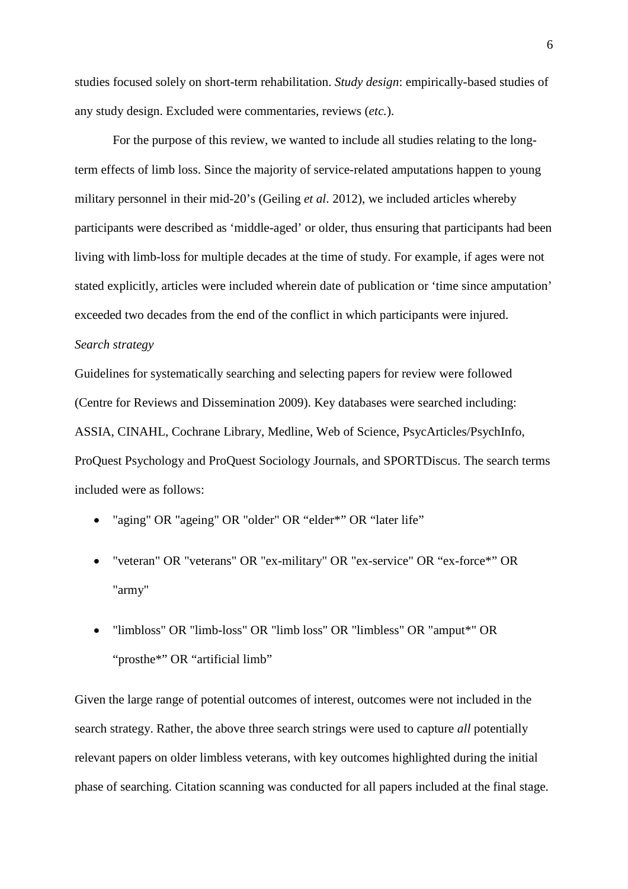studies focused solely on short-term rehabilitation. *Study design*: empirically-based studies of any study design. Excluded were commentaries, reviews (*etc.*).

For the purpose of this review, we wanted to include all studies relating to the long-term effects of limb loss. Since the majority of service-related amputations happen to young military personnel in their mid-20's (Geiling *et al*. 2012), we included articles whereby participants were described as 'middle-aged' or older, thus ensuring that participants had been living with limb-loss for multiple decades at the time of study. For example, if ages were not stated explicitly, articles were included wherein date of publication or 'time since amputation' exceeded two decades from the end of the conflict in which participants were injured.

*Search strategy*

Guidelines for systematically searching and selecting papers for review were followed (Centre for Reviews and Dissemination 2009). Key databases were searched including: ASSIA, CINAHL, Cochrane Library, Medline, Web of Science, PsycArticles/PsychInfo, ProQuest Psychology and ProQuest Sociology Journals, and SPORTDiscus. The search terms included were as follows:

- "aging" OR "ageing" OR "older" OR "elder*" OR "later life"
- "veteran" OR "veterans" OR "ex-military" OR "ex-service" OR "ex-force*" OR "army"
- "limbloss" OR "limb-loss" OR "limb loss" OR "limbless" OR "amput*" OR "prosthe*" OR "artificial limb"

Given the large range of potential outcomes of interest, outcomes were not included in the search strategy. Rather, the above three search strings were used to capture *all* potentially relevant papers on older limbless veterans, with key outcomes highlighted during the initial phase of searching. Citation scanning was conducted for all papers included at the final stage.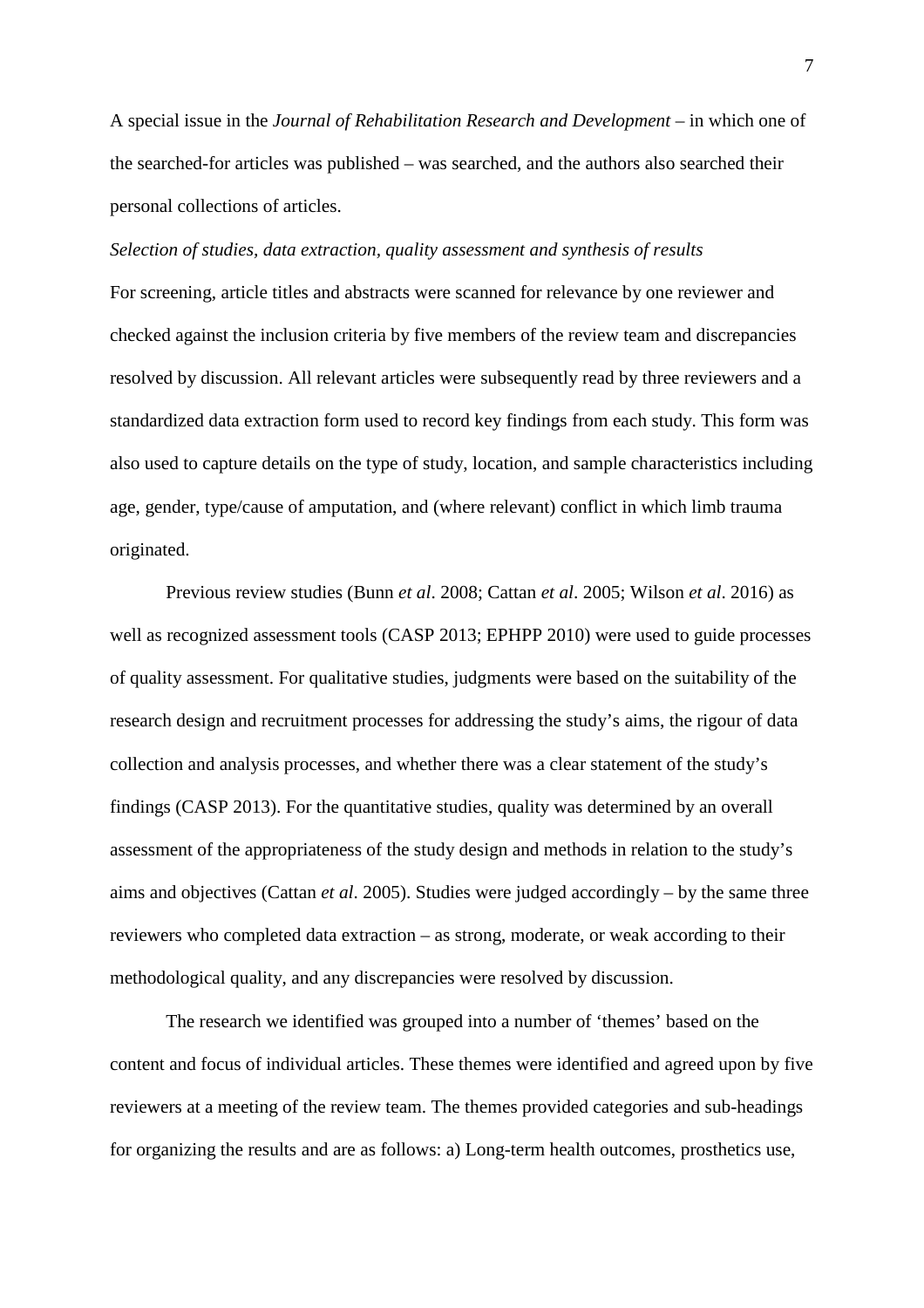A special issue in the *Journal of Rehabilitation Research and Development* – in which one of the searched-for articles was published – was searched, and the authors also searched their personal collections of articles.

*Selection of studies, data extraction, quality assessment and synthesis of results*

For screening, article titles and abstracts were scanned for relevance by one reviewer and checked against the inclusion criteria by five members of the review team and discrepancies resolved by discussion. All relevant articles were subsequently read by three reviewers and a standardized data extraction form used to record key findings from each study. This form was also used to capture details on the type of study, location, and sample characteristics including age, gender, type/cause of amputation, and (where relevant) conflict in which limb trauma originated.

Previous review studies (Bunn *et al*. 2008; Cattan *et al*. 2005; Wilson *et al*. 2016) as well as recognized assessment tools (CASP 2013; EPHPP 2010) were used to guide processes of quality assessment. For qualitative studies, judgments were based on the suitability of the research design and recruitment processes for addressing the study's aims, the rigour of data collection and analysis processes, and whether there was a clear statement of the study's findings (CASP 2013). For the quantitative studies, quality was determined by an overall assessment of the appropriateness of the study design and methods in relation to the study's aims and objectives (Cattan *et al*. 2005). Studies were judged accordingly – by the same three reviewers who completed data extraction – as strong, moderate, or weak according to their methodological quality, and any discrepancies were resolved by discussion.

The research we identified was grouped into a number of 'themes' based on the content and focus of individual articles. These themes were identified and agreed upon by five reviewers at a meeting of the review team. The themes provided categories and sub-headings for organizing the results and are as follows: a) Long-term health outcomes, prosthetics use,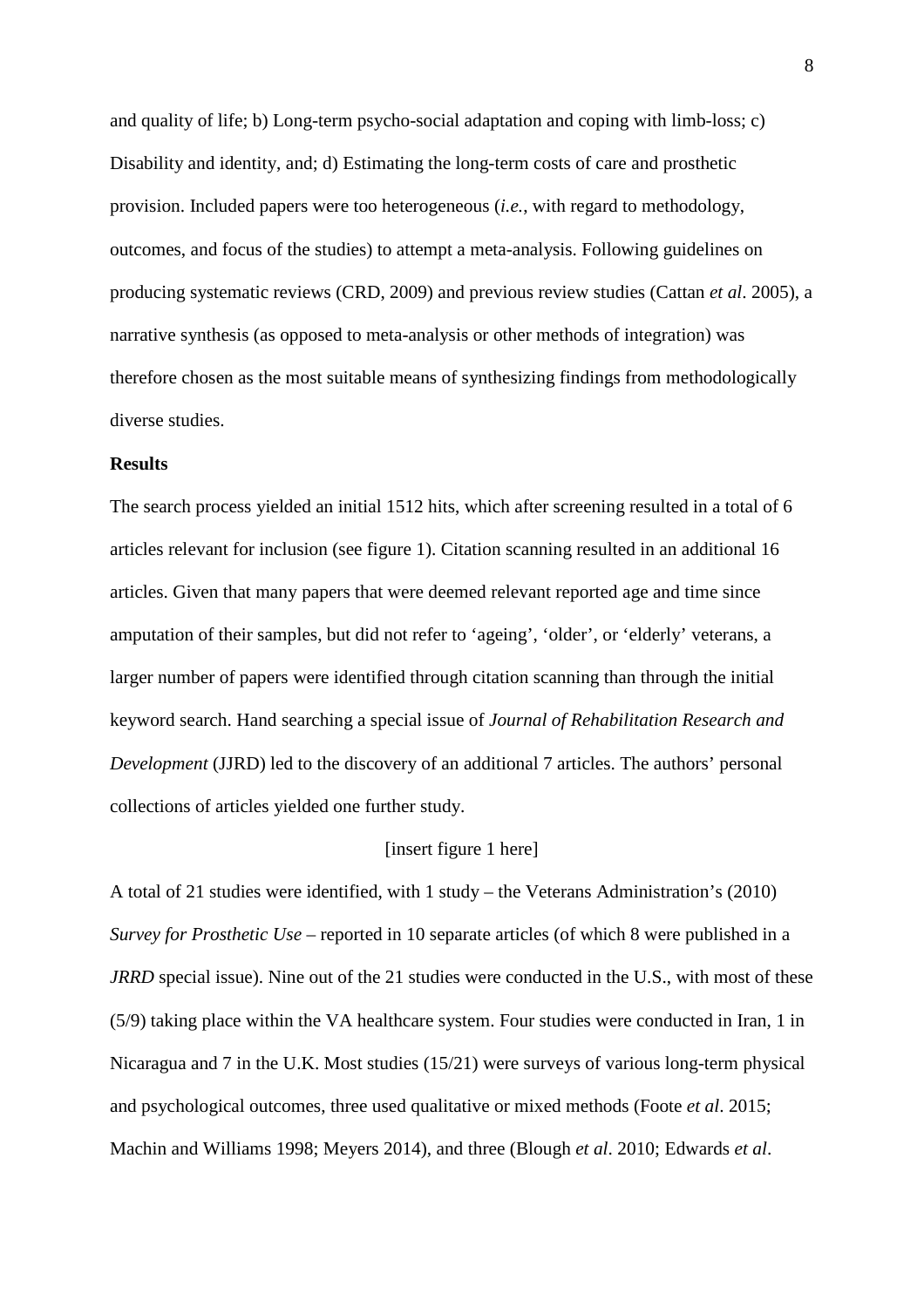and quality of life; b) Long-term psycho-social adaptation and coping with limb-loss; c) Disability and identity, and; d) Estimating the long-term costs of care and prosthetic provision. Included papers were too heterogeneous (*i.e.*, with regard to methodology, outcomes, and focus of the studies) to attempt a meta-analysis. Following guidelines on producing systematic reviews (CRD, 2009) and previous review studies (Cattan *et al*. 2005), a narrative synthesis (as opposed to meta-analysis or other methods of integration) was therefore chosen as the most suitable means of synthesizing findings from methodologically diverse studies.

**Results**

The search process yielded an initial 1512 hits, which after screening resulted in a total of 6 articles relevant for inclusion (see figure 1). Citation scanning resulted in an additional 16 articles. Given that many papers that were deemed relevant reported age and time since amputation of their samples, but did not refer to 'ageing', 'older', or 'elderly' veterans, a larger number of papers were identified through citation scanning than through the initial keyword search. Hand searching a special issue of *Journal of Rehabilitation Research and Development* (JJRD) led to the discovery of an additional 7 articles. The authors' personal collections of articles yielded one further study.

[insert figure 1 here]

A total of 21 studies were identified, with 1 study – the Veterans Administration's (2010) *Survey for Prosthetic Use* – reported in 10 separate articles (of which 8 were published in a *JRRD* special issue). Nine out of the 21 studies were conducted in the U.S., with most of these (5/9) taking place within the VA healthcare system. Four studies were conducted in Iran, 1 in Nicaragua and 7 in the U.K. Most studies (15/21) were surveys of various long-term physical and psychological outcomes, three used qualitative or mixed methods (Foote *et al*. 2015; Machin and Williams 1998; Meyers 2014), and three (Blough *et al*. 2010; Edwards *et al*.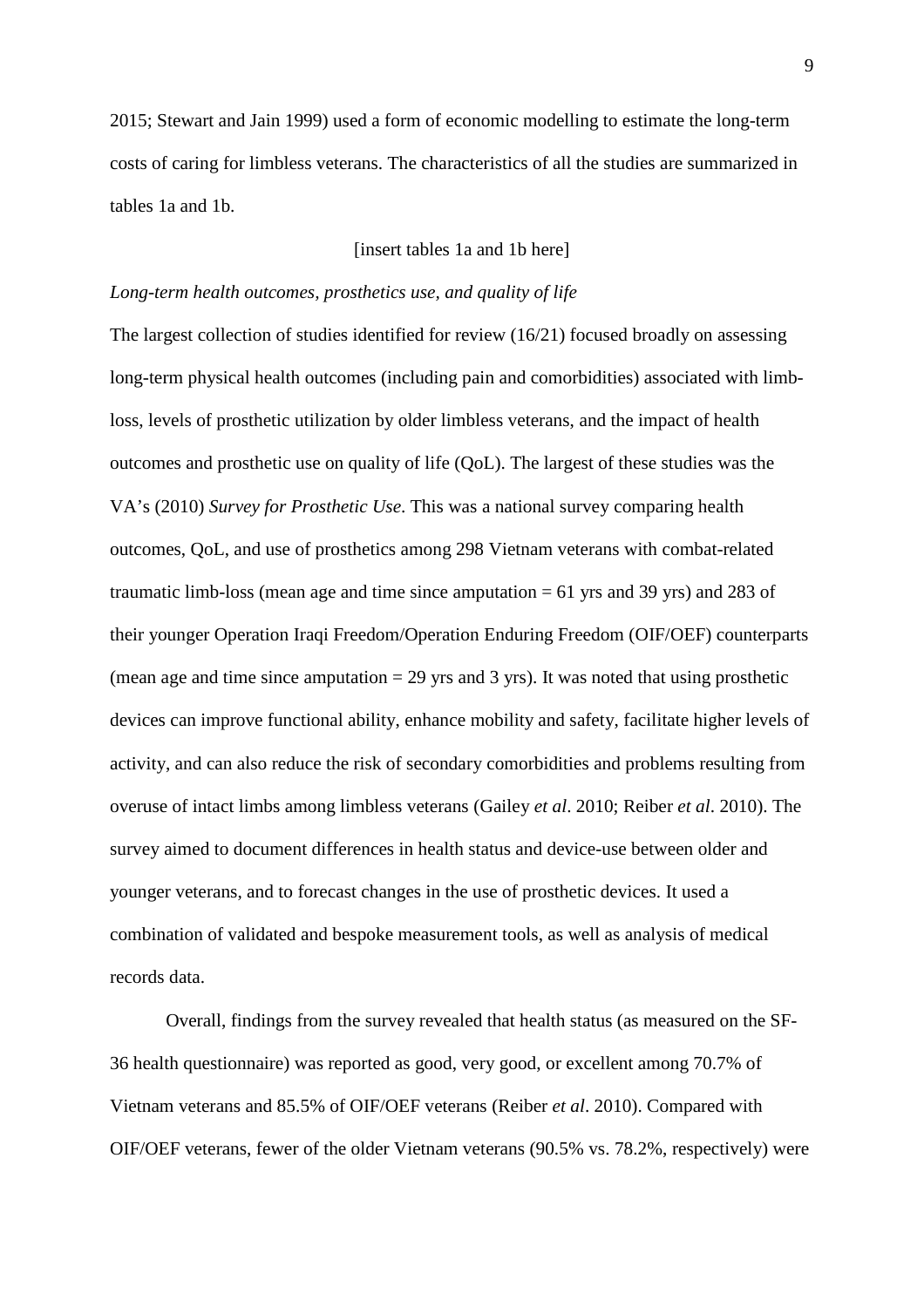2015; Stewart and Jain 1999) used a form of economic modelling to estimate the long-term costs of caring for limbless veterans. The characteristics of all the studies are summarized in tables 1a and 1b.

[insert tables 1a and 1b here]

*Long-term health outcomes, prosthetics use, and quality of life*

The largest collection of studies identified for review (16/21) focused broadly on assessing long-term physical health outcomes (including pain and comorbidities) associated with limb-loss, levels of prosthetic utilization by older limbless veterans, and the impact of health outcomes and prosthetic use on quality of life (QoL). The largest of these studies was the VA's (2010) *Survey for Prosthetic Use*. This was a national survey comparing health outcomes, QoL, and use of prosthetics among 298 Vietnam veterans with combat-related traumatic limb-loss (mean age and time since amputation = 61 yrs and 39 yrs) and 283 of their younger Operation Iraqi Freedom/Operation Enduring Freedom (OIF/OEF) counterparts (mean age and time since amputation = 29 yrs and 3 yrs). It was noted that using prosthetic devices can improve functional ability, enhance mobility and safety, facilitate higher levels of activity, and can also reduce the risk of secondary comorbidities and problems resulting from overuse of intact limbs among limbless veterans (Gailey *et al*. 2010; Reiber *et al*. 2010). The survey aimed to document differences in health status and device-use between older and younger veterans, and to forecast changes in the use of prosthetic devices. It used a combination of validated and bespoke measurement tools, as well as analysis of medical records data.

Overall, findings from the survey revealed that health status (as measured on the SF-36 health questionnaire) was reported as good, very good, or excellent among 70.7% of Vietnam veterans and 85.5% of OIF/OEF veterans (Reiber *et al*. 2010). Compared with OIF/OEF veterans, fewer of the older Vietnam veterans (90.5% vs. 78.2%, respectively) were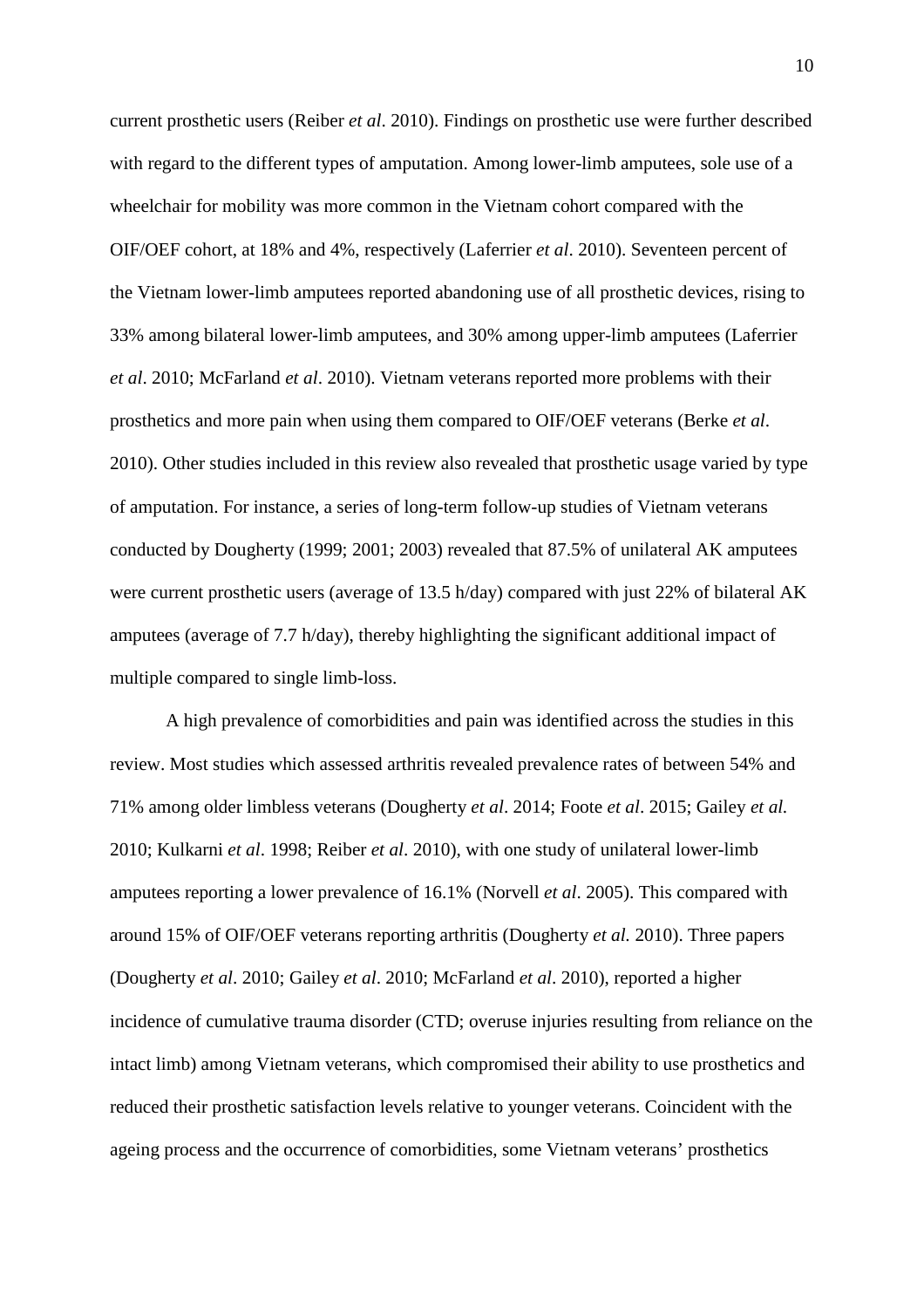current prosthetic users (Reiber *et al*. 2010). Findings on prosthetic use were further described with regard to the different types of amputation. Among lower-limb amputees, sole use of a wheelchair for mobility was more common in the Vietnam cohort compared with the OIF/OEF cohort, at 18% and 4%, respectively (Laferrier *et al*. 2010). Seventeen percent of the Vietnam lower-limb amputees reported abandoning use of all prosthetic devices, rising to 33% among bilateral lower-limb amputees, and 30% among upper-limb amputees (Laferrier *et al*. 2010; McFarland *et al*. 2010). Vietnam veterans reported more problems with their prosthetics and more pain when using them compared to OIF/OEF veterans (Berke *et al*. 2010). Other studies included in this review also revealed that prosthetic usage varied by type of amputation. For instance, a series of long-term follow-up studies of Vietnam veterans conducted by Dougherty (1999; 2001; 2003) revealed that 87.5% of unilateral AK amputees were current prosthetic users (average of 13.5 h/day) compared with just 22% of bilateral AK amputees (average of 7.7 h/day), thereby highlighting the significant additional impact of multiple compared to single limb-loss.

A high prevalence of comorbidities and pain was identified across the studies in this review. Most studies which assessed arthritis revealed prevalence rates of between 54% and 71% among older limbless veterans (Dougherty *et al*. 2014; Foote *et al*. 2015; Gailey *et al.* 2010; Kulkarni *et al*. 1998; Reiber *et al*. 2010), with one study of unilateral lower-limb amputees reporting a lower prevalence of 16.1% (Norvell *et al*. 2005). This compared with around 15% of OIF/OEF veterans reporting arthritis (Dougherty *et al.* 2010). Three papers (Dougherty *et al*. 2010; Gailey *et al*. 2010; McFarland *et al*. 2010), reported a higher incidence of cumulative trauma disorder (CTD; overuse injuries resulting from reliance on the intact limb) among Vietnam veterans, which compromised their ability to use prosthetics and reduced their prosthetic satisfaction levels relative to younger veterans. Coincident with the ageing process and the occurrence of comorbidities, some Vietnam veterans' prosthetics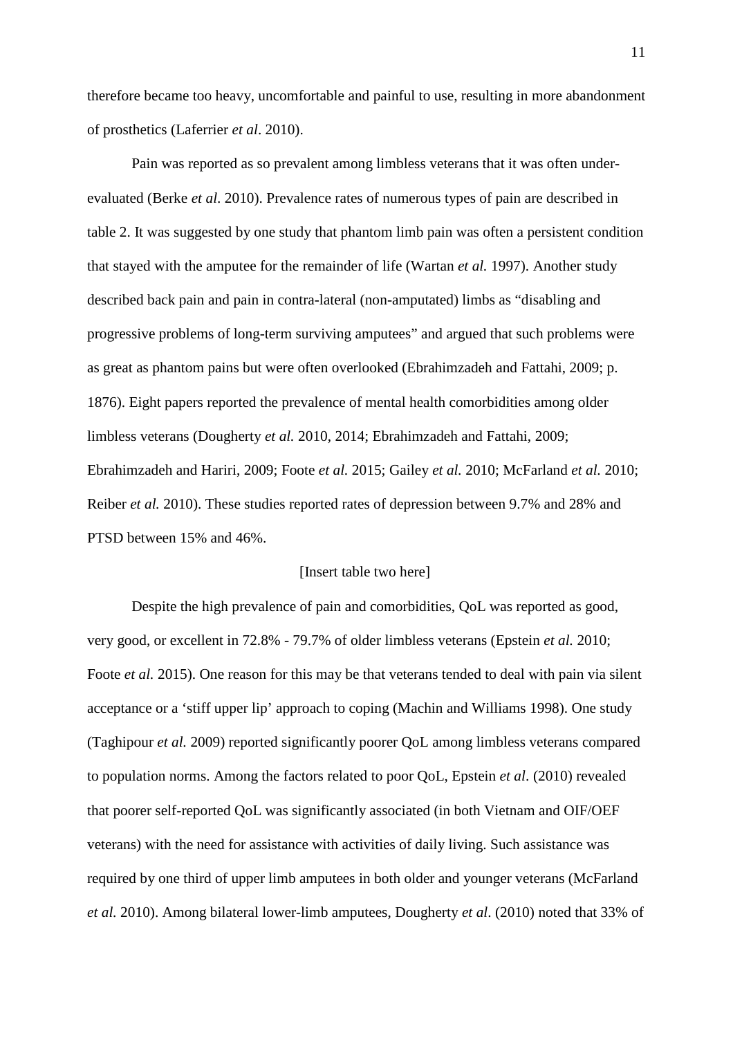therefore became too heavy, uncomfortable and painful to use, resulting in more abandonment of prosthetics (Laferrier *et al*. 2010).

Pain was reported as so prevalent among limbless veterans that it was often under-evaluated (Berke *et al*. 2010). Prevalence rates of numerous types of pain are described in table 2. It was suggested by one study that phantom limb pain was often a persistent condition that stayed with the amputee for the remainder of life (Wartan *et al.* 1997). Another study described back pain and pain in contra-lateral (non-amputated) limbs as "disabling and progressive problems of long-term surviving amputees" and argued that such problems were as great as phantom pains but were often overlooked (Ebrahimzadeh and Fattahi, 2009; p. 1876). Eight papers reported the prevalence of mental health comorbidities among older limbless veterans (Dougherty *et al.* 2010, 2014; Ebrahimzadeh and Fattahi, 2009; Ebrahimzadeh and Hariri, 2009; Foote *et al.* 2015; Gailey *et al.* 2010; McFarland *et al.* 2010; Reiber *et al.* 2010). These studies reported rates of depression between 9.7% and 28% and PTSD between 15% and 46%.

[Insert table two here]

Despite the high prevalence of pain and comorbidities, QoL was reported as good, very good, or excellent in 72.8% - 79.7% of older limbless veterans (Epstein *et al.* 2010; Foote *et al.* 2015). One reason for this may be that veterans tended to deal with pain via silent acceptance or a 'stiff upper lip' approach to coping (Machin and Williams 1998). One study (Taghipour *et al.* 2009) reported significantly poorer QoL among limbless veterans compared to population norms. Among the factors related to poor QoL, Epstein *et al*. (2010) revealed that poorer self-reported QoL was significantly associated (in both Vietnam and OIF/OEF veterans) with the need for assistance with activities of daily living. Such assistance was required by one third of upper limb amputees in both older and younger veterans (McFarland *et al.* 2010). Among bilateral lower-limb amputees, Dougherty *et al*. (2010) noted that 33% of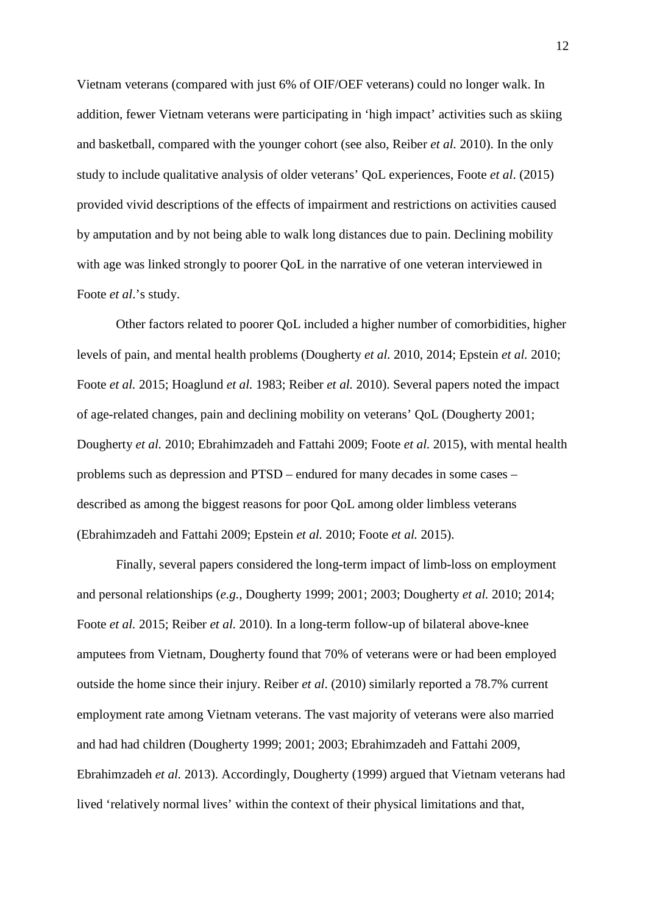Vietnam veterans (compared with just 6% of OIF/OEF veterans) could no longer walk. In addition, fewer Vietnam veterans were participating in 'high impact' activities such as skiing and basketball, compared with the younger cohort (see also, Reiber *et al.* 2010). In the only study to include qualitative analysis of older veterans' QoL experiences, Foote *et al*. (2015) provided vivid descriptions of the effects of impairment and restrictions on activities caused by amputation and by not being able to walk long distances due to pain. Declining mobility with age was linked strongly to poorer QoL in the narrative of one veteran interviewed in Foote *et al*.'s study.

Other factors related to poorer QoL included a higher number of comorbidities, higher levels of pain, and mental health problems (Dougherty *et al.* 2010, 2014; Epstein *et al.* 2010; Foote *et al.* 2015; Hoaglund *et al.* 1983; Reiber *et al.* 2010). Several papers noted the impact of age-related changes, pain and declining mobility on veterans' QoL (Dougherty 2001; Dougherty *et al.* 2010; Ebrahimzadeh and Fattahi 2009; Foote *et al.* 2015), with mental health problems such as depression and PTSD – endured for many decades in some cases – described as among the biggest reasons for poor QoL among older limbless veterans (Ebrahimzadeh and Fattahi 2009; Epstein *et al.* 2010; Foote *et al.* 2015).

Finally, several papers considered the long-term impact of limb-loss on employment and personal relationships (*e.g.*, Dougherty 1999; 2001; 2003; Dougherty *et al.* 2010; 2014; Foote *et al.* 2015; Reiber *et al.* 2010). In a long-term follow-up of bilateral above-knee amputees from Vietnam, Dougherty found that 70% of veterans were or had been employed outside the home since their injury. Reiber *et al*. (2010) similarly reported a 78.7% current employment rate among Vietnam veterans. The vast majority of veterans were also married and had had children (Dougherty 1999; 2001; 2003; Ebrahimzadeh and Fattahi 2009, Ebrahimzadeh *et al.* 2013). Accordingly, Dougherty (1999) argued that Vietnam veterans had lived 'relatively normal lives' within the context of their physical limitations and that,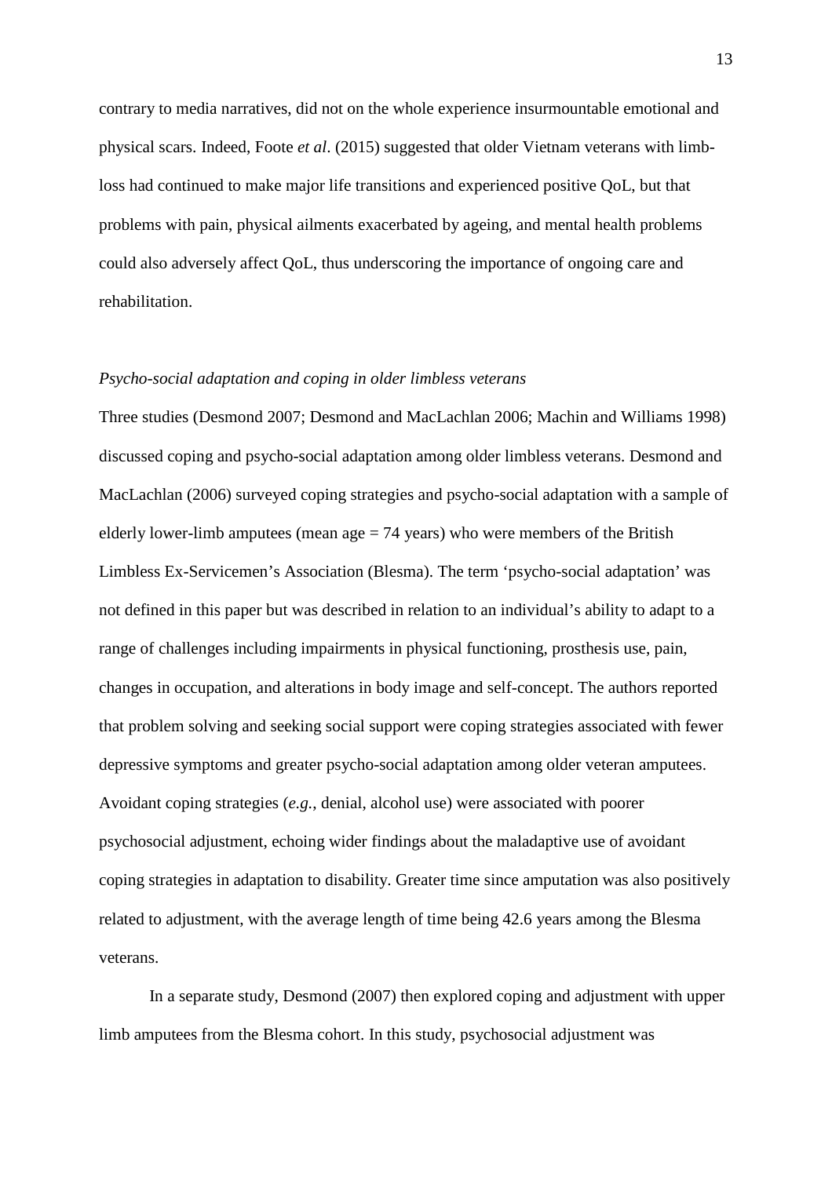contrary to media narratives, did not on the whole experience insurmountable emotional and physical scars. Indeed, Foote *et al*. (2015) suggested that older Vietnam veterans with limb-loss had continued to make major life transitions and experienced positive QoL, but that problems with pain, physical ailments exacerbated by ageing, and mental health problems could also adversely affect QoL, thus underscoring the importance of ongoing care and rehabilitation.

*Psycho-social adaptation and coping in older limbless veterans*

Three studies (Desmond 2007; Desmond and MacLachlan 2006; Machin and Williams 1998) discussed coping and psycho-social adaptation among older limbless veterans. Desmond and MacLachlan (2006) surveyed coping strategies and psycho-social adaptation with a sample of elderly lower-limb amputees (mean age = 74 years) who were members of the British Limbless Ex-Servicemen's Association (Blesma). The term 'psycho-social adaptation' was not defined in this paper but was described in relation to an individual's ability to adapt to a range of challenges including impairments in physical functioning, prosthesis use, pain, changes in occupation, and alterations in body image and self-concept. The authors reported that problem solving and seeking social support were coping strategies associated with fewer depressive symptoms and greater psycho-social adaptation among older veteran amputees. Avoidant coping strategies (*e.g.*, denial, alcohol use) were associated with poorer psychosocial adjustment, echoing wider findings about the maladaptive use of avoidant coping strategies in adaptation to disability. Greater time since amputation was also positively related to adjustment, with the average length of time being 42.6 years among the Blesma veterans.

In a separate study, Desmond (2007) then explored coping and adjustment with upper limb amputees from the Blesma cohort. In this study, psychosocial adjustment was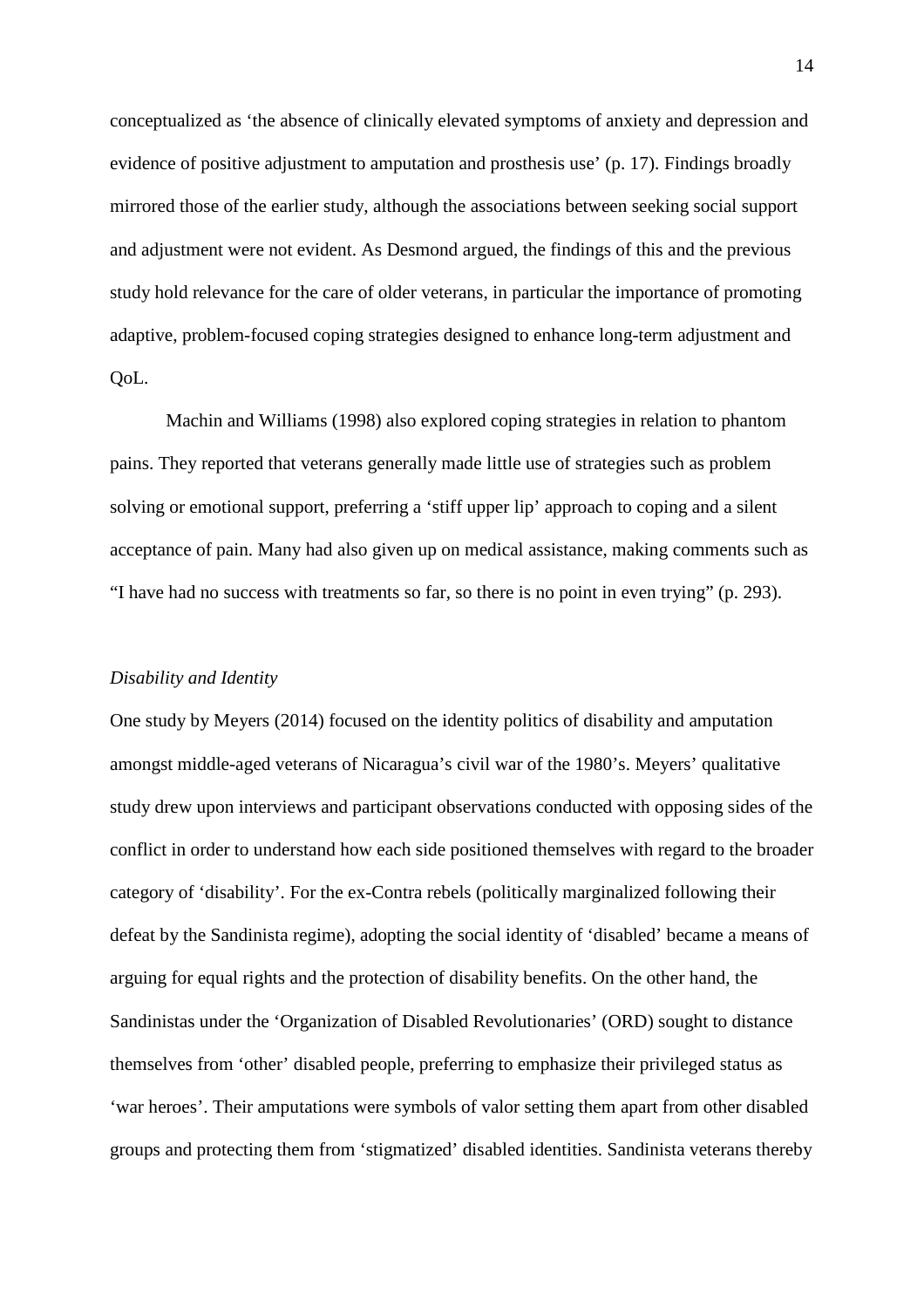conceptualized as 'the absence of clinically elevated symptoms of anxiety and depression and evidence of positive adjustment to amputation and prosthesis use' (p. 17). Findings broadly mirrored those of the earlier study, although the associations between seeking social support and adjustment were not evident. As Desmond argued, the findings of this and the previous study hold relevance for the care of older veterans, in particular the importance of promoting adaptive, problem-focused coping strategies designed to enhance long-term adjustment and QoL.

Machin and Williams (1998) also explored coping strategies in relation to phantom pains. They reported that veterans generally made little use of strategies such as problem solving or emotional support, preferring a 'stiff upper lip' approach to coping and a silent acceptance of pain. Many had also given up on medical assistance, making comments such as "I have had no success with treatments so far, so there is no point in even trying" (p. 293).

*Disability and Identity*

One study by Meyers (2014) focused on the identity politics of disability and amputation amongst middle-aged veterans of Nicaragua's civil war of the 1980's. Meyers' qualitative study drew upon interviews and participant observations conducted with opposing sides of the conflict in order to understand how each side positioned themselves with regard to the broader category of 'disability'. For the ex-Contra rebels (politically marginalized following their defeat by the Sandinista regime), adopting the social identity of 'disabled' became a means of arguing for equal rights and the protection of disability benefits. On the other hand, the Sandinistas under the 'Organization of Disabled Revolutionaries' (ORD) sought to distance themselves from 'other' disabled people, preferring to emphasize their privileged status as 'war heroes'. Their amputations were symbols of valor setting them apart from other disabled groups and protecting them from 'stigmatized' disabled identities. Sandinista veterans thereby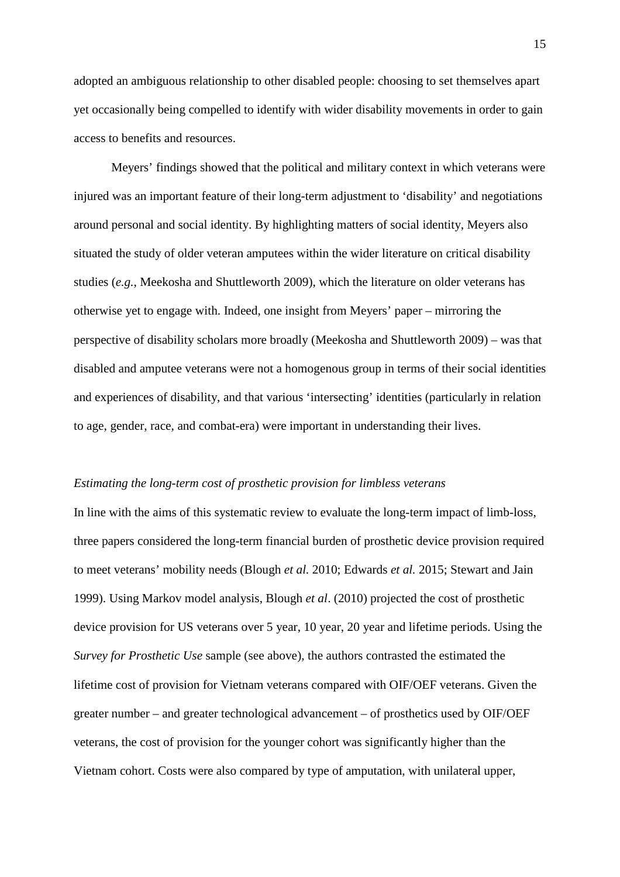adopted an ambiguous relationship to other disabled people: choosing to set themselves apart yet occasionally being compelled to identify with wider disability movements in order to gain access to benefits and resources.

Meyers' findings showed that the political and military context in which veterans were injured was an important feature of their long-term adjustment to 'disability' and negotiations around personal and social identity. By highlighting matters of social identity, Meyers also situated the study of older veteran amputees within the wider literature on critical disability studies (*e.g.*, Meekosha and Shuttleworth 2009), which the literature on older veterans has otherwise yet to engage with. Indeed, one insight from Meyers' paper – mirroring the perspective of disability scholars more broadly (Meekosha and Shuttleworth 2009) – was that disabled and amputee veterans were not a homogenous group in terms of their social identities and experiences of disability, and that various 'intersecting' identities (particularly in relation to age, gender, race, and combat-era) were important in understanding their lives.

*Estimating the long-term cost of prosthetic provision for limbless veterans*

In line with the aims of this systematic review to evaluate the long-term impact of limb-loss, three papers considered the long-term financial burden of prosthetic device provision required to meet veterans' mobility needs (Blough *et al.* 2010; Edwards *et al.* 2015; Stewart and Jain 1999). Using Markov model analysis, Blough *et al*. (2010) projected the cost of prosthetic device provision for US veterans over 5 year, 10 year, 20 year and lifetime periods. Using the *Survey for Prosthetic Use* sample (see above), the authors contrasted the estimated the lifetime cost of provision for Vietnam veterans compared with OIF/OEF veterans. Given the greater number – and greater technological advancement – of prosthetics used by OIF/OEF veterans, the cost of provision for the younger cohort was significantly higher than the Vietnam cohort. Costs were also compared by type of amputation, with unilateral upper,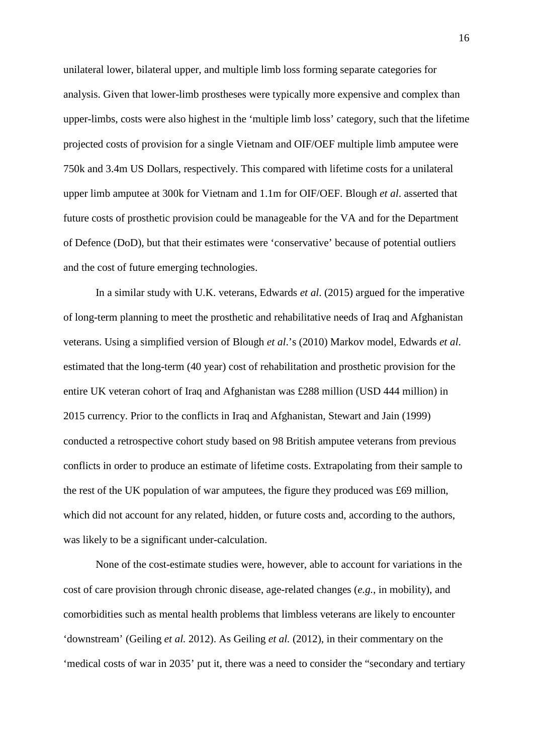unilateral lower, bilateral upper, and multiple limb loss forming separate categories for analysis. Given that lower-limb prostheses were typically more expensive and complex than upper-limbs, costs were also highest in the 'multiple limb loss' category, such that the lifetime projected costs of provision for a single Vietnam and OIF/OEF multiple limb amputee were 750k and 3.4m US Dollars, respectively. This compared with lifetime costs for a unilateral upper limb amputee at 300k for Vietnam and 1.1m for OIF/OEF. Blough *et al*. asserted that future costs of prosthetic provision could be manageable for the VA and for the Department of Defence (DoD), but that their estimates were 'conservative' because of potential outliers and the cost of future emerging technologies.

In a similar study with U.K. veterans, Edwards *et al*. (2015) argued for the imperative of long-term planning to meet the prosthetic and rehabilitative needs of Iraq and Afghanistan veterans. Using a simplified version of Blough *et al*.'s (2010) Markov model, Edwards *et al*. estimated that the long-term (40 year) cost of rehabilitation and prosthetic provision for the entire UK veteran cohort of Iraq and Afghanistan was £288 million (USD 444 million) in 2015 currency. Prior to the conflicts in Iraq and Afghanistan, Stewart and Jain (1999) conducted a retrospective cohort study based on 98 British amputee veterans from previous conflicts in order to produce an estimate of lifetime costs. Extrapolating from their sample to the rest of the UK population of war amputees, the figure they produced was £69 million, which did not account for any related, hidden, or future costs and, according to the authors, was likely to be a significant under-calculation.

None of the cost-estimate studies were, however, able to account for variations in the cost of care provision through chronic disease, age-related changes (*e.g.*, in mobility), and comorbidities such as mental health problems that limbless veterans are likely to encounter 'downstream' (Geiling *et al.* 2012). As Geiling *et al.* (2012), in their commentary on the 'medical costs of war in 2035' put it, there was a need to consider the "secondary and tertiary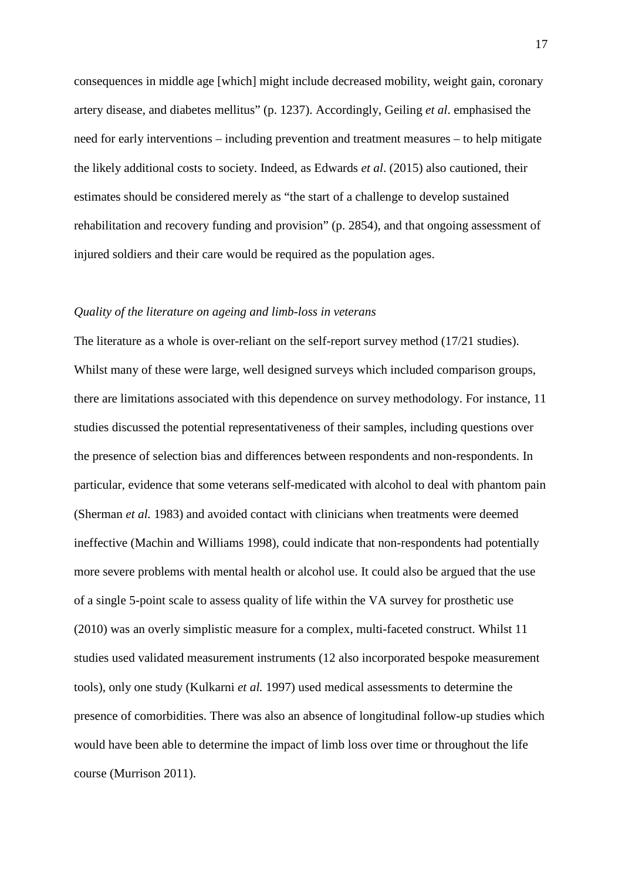consequences in middle age [which] might include decreased mobility, weight gain, coronary artery disease, and diabetes mellitus" (p. 1237). Accordingly, Geiling *et al*. emphasised the need for early interventions – including prevention and treatment measures – to help mitigate the likely additional costs to society. Indeed, as Edwards *et al*. (2015) also cautioned, their estimates should be considered merely as "the start of a challenge to develop sustained rehabilitation and recovery funding and provision" (p. 2854), and that ongoing assessment of injured soldiers and their care would be required as the population ages.

*Quality of the literature on ageing and limb-loss in veterans*

The literature as a whole is over-reliant on the self-report survey method (17/21 studies). Whilst many of these were large, well designed surveys which included comparison groups, there are limitations associated with this dependence on survey methodology. For instance, 11 studies discussed the potential representativeness of their samples, including questions over the presence of selection bias and differences between respondents and non-respondents. In particular, evidence that some veterans self-medicated with alcohol to deal with phantom pain (Sherman *et al.* 1983) and avoided contact with clinicians when treatments were deemed ineffective (Machin and Williams 1998), could indicate that non-respondents had potentially more severe problems with mental health or alcohol use. It could also be argued that the use of a single 5-point scale to assess quality of life within the VA survey for prosthetic use (2010) was an overly simplistic measure for a complex, multi-faceted construct. Whilst 11 studies used validated measurement instruments (12 also incorporated bespoke measurement tools), only one study (Kulkarni *et al.* 1997) used medical assessments to determine the presence of comorbidities. There was also an absence of longitudinal follow-up studies which would have been able to determine the impact of limb loss over time or throughout the life course (Murrison 2011).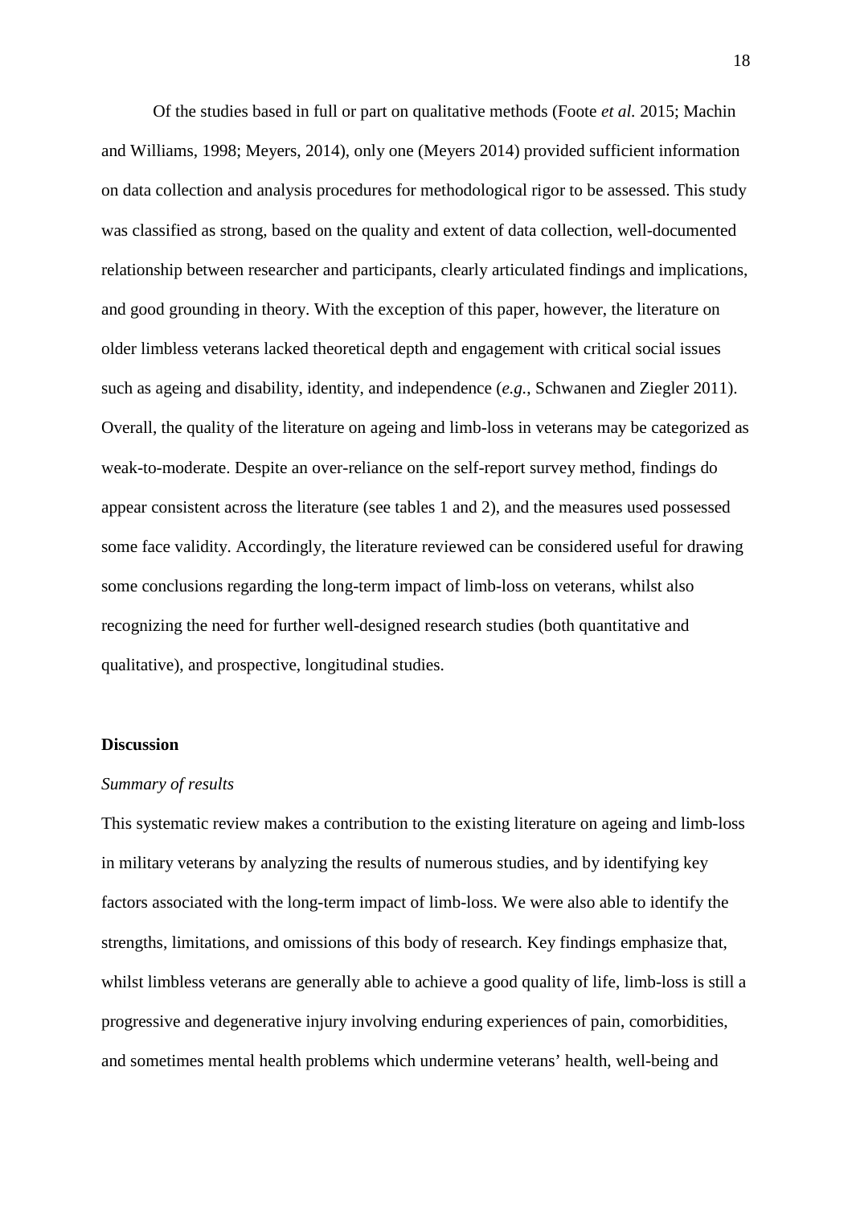Of the studies based in full or part on qualitative methods (Foote *et al.* 2015; Machin and Williams, 1998; Meyers, 2014), only one (Meyers 2014) provided sufficient information on data collection and analysis procedures for methodological rigor to be assessed. This study was classified as strong, based on the quality and extent of data collection, well-documented relationship between researcher and participants, clearly articulated findings and implications, and good grounding in theory. With the exception of this paper, however, the literature on older limbless veterans lacked theoretical depth and engagement with critical social issues such as ageing and disability, identity, and independence (*e.g.*, Schwanen and Ziegler 2011). Overall, the quality of the literature on ageing and limb-loss in veterans may be categorized as weak-to-moderate. Despite an over-reliance on the self-report survey method, findings do appear consistent across the literature (see tables 1 and 2), and the measures used possessed some face validity. Accordingly, the literature reviewed can be considered useful for drawing some conclusions regarding the long-term impact of limb-loss on veterans, whilst also recognizing the need for further well-designed research studies (both quantitative and qualitative), and prospective, longitudinal studies.

## Discussion

### *Summary of results*

This systematic review makes a contribution to the existing literature on ageing and limb-loss in military veterans by analyzing the results of numerous studies, and by identifying key factors associated with the long-term impact of limb-loss. We were also able to identify the strengths, limitations, and omissions of this body of research. Key findings emphasize that, whilst limbless veterans are generally able to achieve a good quality of life, limb-loss is still a progressive and degenerative injury involving enduring experiences of pain, comorbidities, and sometimes mental health problems which undermine veterans' health, well-being and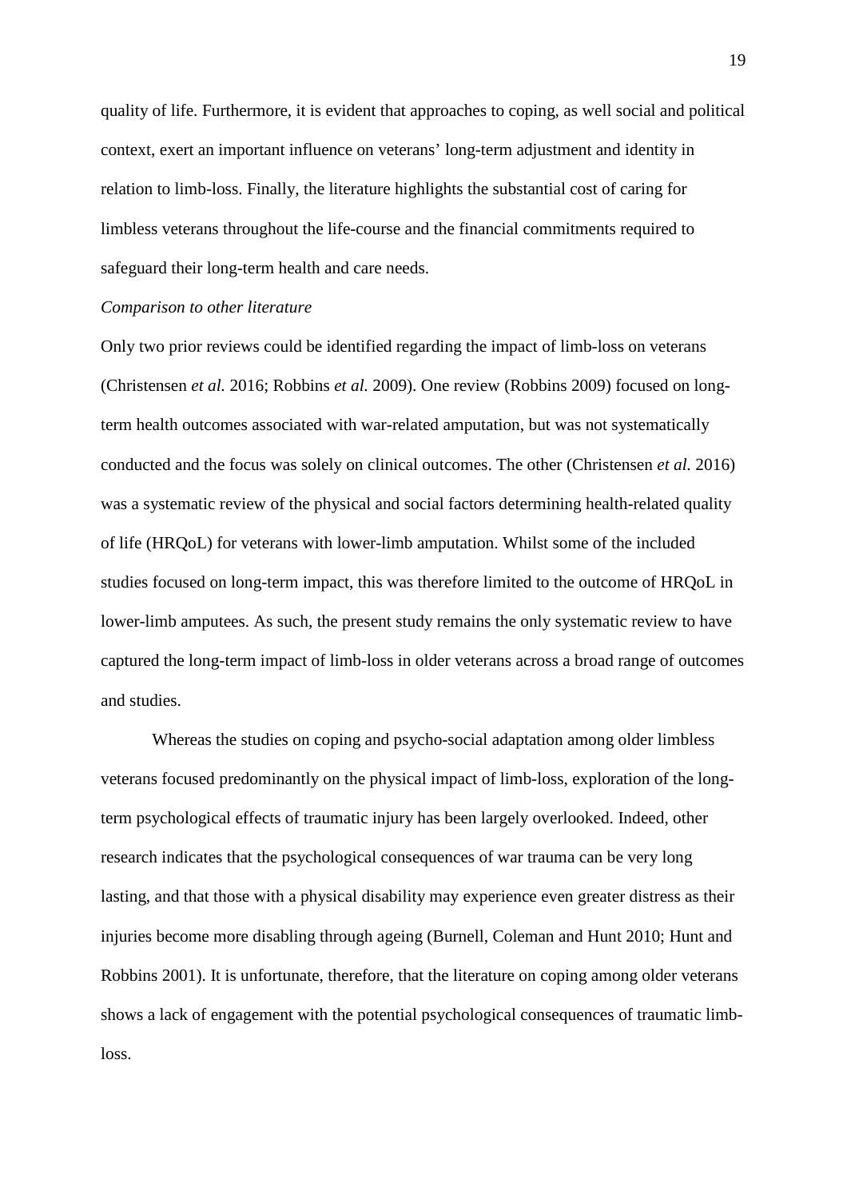quality of life. Furthermore, it is evident that approaches to coping, as well social and political context, exert an important influence on veterans' long-term adjustment and identity in relation to limb-loss. Finally, the literature highlights the substantial cost of caring for limbless veterans throughout the life-course and the financial commitments required to safeguard their long-term health and care needs.

*Comparison to other literature*

Only two prior reviews could be identified regarding the impact of limb-loss on veterans (Christensen *et al.* 2016; Robbins *et al.* 2009). One review (Robbins 2009) focused on long-term health outcomes associated with war-related amputation, but was not systematically conducted and the focus was solely on clinical outcomes. The other (Christensen *et al.* 2016) was a systematic review of the physical and social factors determining health-related quality of life (HRQoL) for veterans with lower-limb amputation. Whilst some of the included studies focused on long-term impact, this was therefore limited to the outcome of HRQoL in lower-limb amputees. As such, the present study remains the only systematic review to have captured the long-term impact of limb-loss in older veterans across a broad range of outcomes and studies.

Whereas the studies on coping and psycho-social adaptation among older limbless veterans focused predominantly on the physical impact of limb-loss, exploration of the long-term psychological effects of traumatic injury has been largely overlooked. Indeed, other research indicates that the psychological consequences of war trauma can be very long lasting, and that those with a physical disability may experience even greater distress as their injuries become more disabling through ageing (Burnell, Coleman and Hunt 2010; Hunt and Robbins 2001). It is unfortunate, therefore, that the literature on coping among older veterans shows a lack of engagement with the potential psychological consequences of traumatic limb-loss.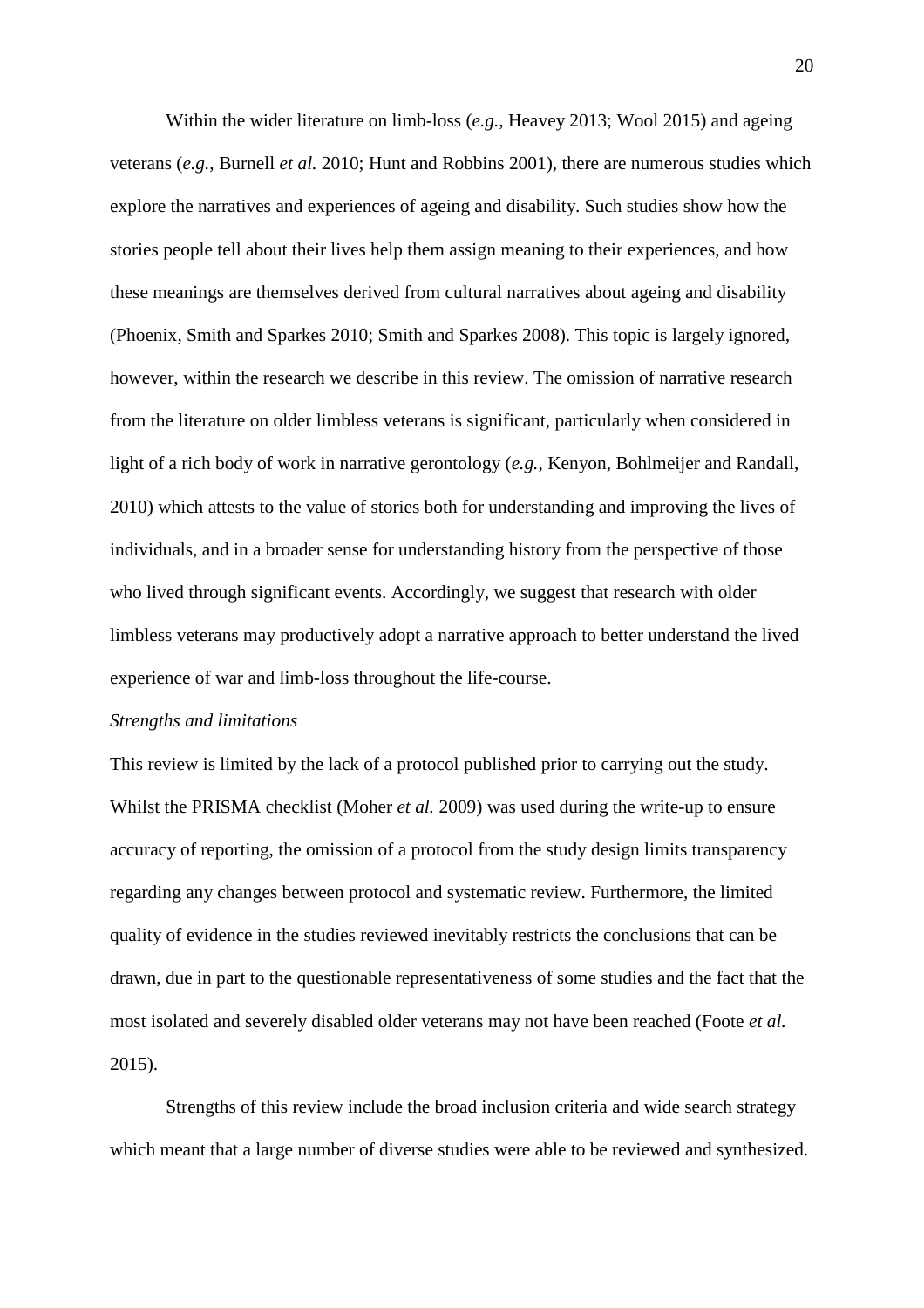Within the wider literature on limb-loss (*e.g.*, Heavey 2013; Wool 2015) and ageing veterans (*e.g.*, Burnell *et al.* 2010; Hunt and Robbins 2001), there are numerous studies which explore the narratives and experiences of ageing and disability. Such studies show how the stories people tell about their lives help them assign meaning to their experiences, and how these meanings are themselves derived from cultural narratives about ageing and disability (Phoenix, Smith and Sparkes 2010; Smith and Sparkes 2008). This topic is largely ignored, however, within the research we describe in this review. The omission of narrative research from the literature on older limbless veterans is significant, particularly when considered in light of a rich body of work in narrative gerontology (*e.g.*, Kenyon, Bohlmeijer and Randall, 2010) which attests to the value of stories both for understanding and improving the lives of individuals, and in a broader sense for understanding history from the perspective of those who lived through significant events. Accordingly, we suggest that research with older limbless veterans may productively adopt a narrative approach to better understand the lived experience of war and limb-loss throughout the life-course.

*Strengths and limitations*

This review is limited by the lack of a protocol published prior to carrying out the study. Whilst the PRISMA checklist (Moher *et al.* 2009) was used during the write-up to ensure accuracy of reporting, the omission of a protocol from the study design limits transparency regarding any changes between protocol and systematic review. Furthermore, the limited quality of evidence in the studies reviewed inevitably restricts the conclusions that can be drawn, due in part to the questionable representativeness of some studies and the fact that the most isolated and severely disabled older veterans may not have been reached (Foote *et al.* 2015).

Strengths of this review include the broad inclusion criteria and wide search strategy which meant that a large number of diverse studies were able to be reviewed and synthesized.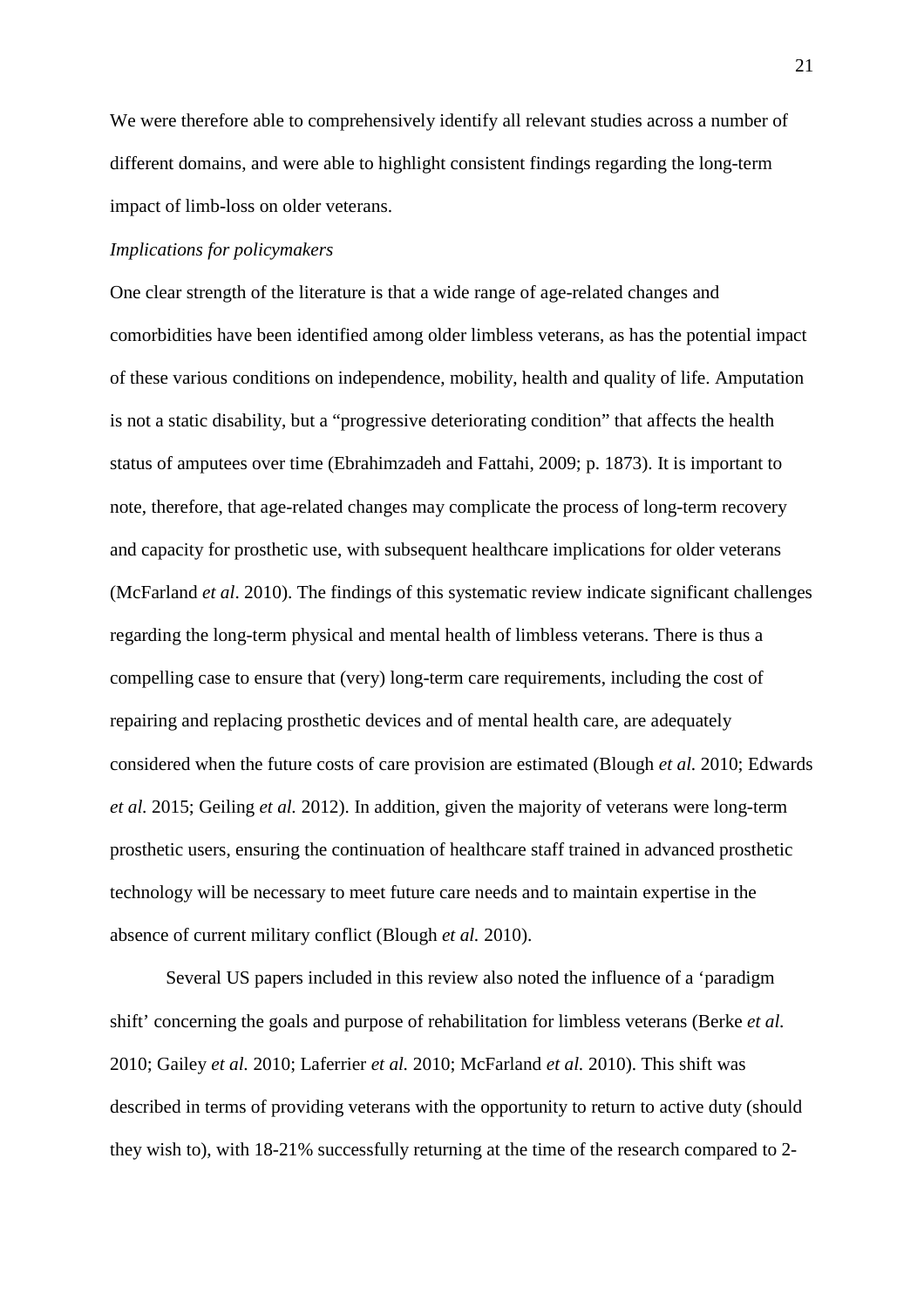We were therefore able to comprehensively identify all relevant studies across a number of different domains, and were able to highlight consistent findings regarding the long-term impact of limb-loss on older veterans.

*Implications for policymakers*

One clear strength of the literature is that a wide range of age-related changes and comorbidities have been identified among older limbless veterans, as has the potential impact of these various conditions on independence, mobility, health and quality of life. Amputation is not a static disability, but a "progressive deteriorating condition" that affects the health status of amputees over time (Ebrahimzadeh and Fattahi, 2009; p. 1873). It is important to note, therefore, that age-related changes may complicate the process of long-term recovery and capacity for prosthetic use, with subsequent healthcare implications for older veterans (McFarland *et al*. 2010). The findings of this systematic review indicate significant challenges regarding the long-term physical and mental health of limbless veterans. There is thus a compelling case to ensure that (very) long-term care requirements, including the cost of repairing and replacing prosthetic devices and of mental health care, are adequately considered when the future costs of care provision are estimated (Blough *et al.* 2010; Edwards *et al.* 2015; Geiling *et al.* 2012). In addition, given the majority of veterans were long-term prosthetic users, ensuring the continuation of healthcare staff trained in advanced prosthetic technology will be necessary to meet future care needs and to maintain expertise in the absence of current military conflict (Blough *et al.* 2010).

Several US papers included in this review also noted the influence of a 'paradigm shift' concerning the goals and purpose of rehabilitation for limbless veterans (Berke *et al.* 2010; Gailey *et al.* 2010; Laferrier *et al.* 2010; McFarland *et al.* 2010). This shift was described in terms of providing veterans with the opportunity to return to active duty (should they wish to), with 18-21% successfully returning at the time of the research compared to 2-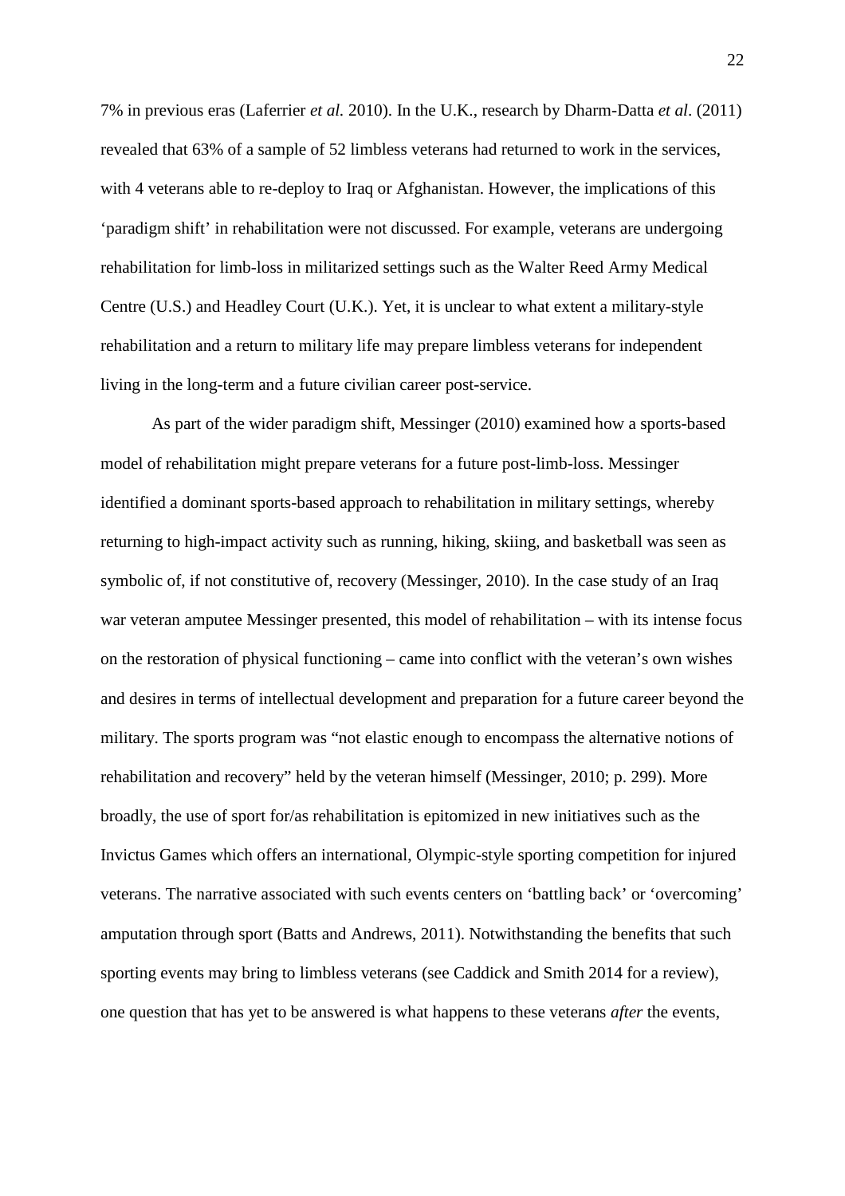7% in previous eras (Laferrier *et al.* 2010). In the U.K., research by Dharm-Datta *et al*. (2011) revealed that 63% of a sample of 52 limbless veterans had returned to work in the services, with 4 veterans able to re-deploy to Iraq or Afghanistan. However, the implications of this 'paradigm shift' in rehabilitation were not discussed. For example, veterans are undergoing rehabilitation for limb-loss in militarized settings such as the Walter Reed Army Medical Centre (U.S.) and Headley Court (U.K.). Yet, it is unclear to what extent a military-style rehabilitation and a return to military life may prepare limbless veterans for independent living in the long-term and a future civilian career post-service.

As part of the wider paradigm shift, Messinger (2010) examined how a sports-based model of rehabilitation might prepare veterans for a future post-limb-loss. Messinger identified a dominant sports-based approach to rehabilitation in military settings, whereby returning to high-impact activity such as running, hiking, skiing, and basketball was seen as symbolic of, if not constitutive of, recovery (Messinger, 2010). In the case study of an Iraq war veteran amputee Messinger presented, this model of rehabilitation – with its intense focus on the restoration of physical functioning – came into conflict with the veteran's own wishes and desires in terms of intellectual development and preparation for a future career beyond the military. The sports program was "not elastic enough to encompass the alternative notions of rehabilitation and recovery" held by the veteran himself (Messinger, 2010; p. 299). More broadly, the use of sport for/as rehabilitation is epitomized in new initiatives such as the Invictus Games which offers an international, Olympic-style sporting competition for injured veterans. The narrative associated with such events centers on 'battling back' or 'overcoming' amputation through sport (Batts and Andrews, 2011). Notwithstanding the benefits that such sporting events may bring to limbless veterans (see Caddick and Smith 2014 for a review), one question that has yet to be answered is what happens to these veterans *after* the events,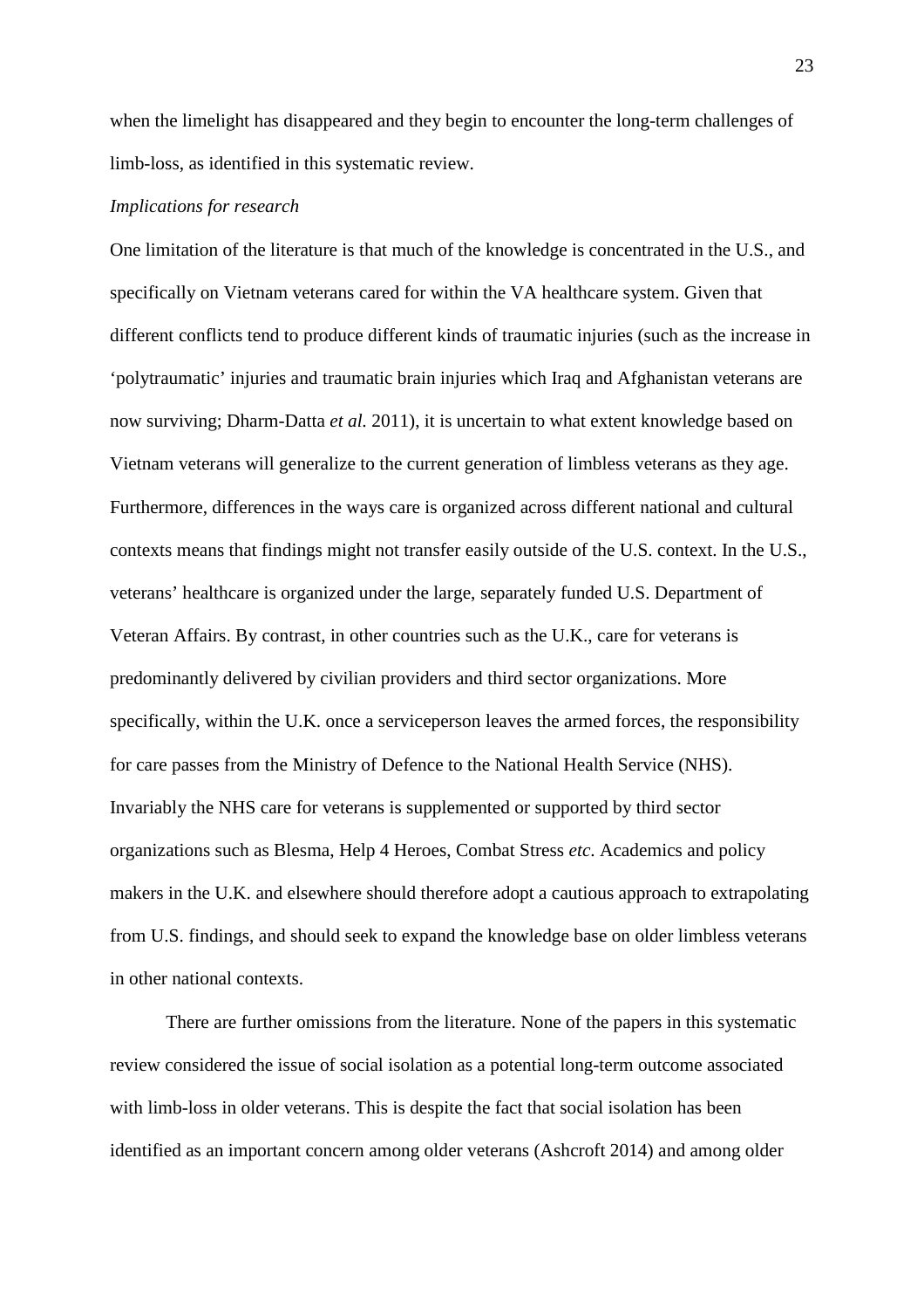when the limelight has disappeared and they begin to encounter the long-term challenges of limb-loss, as identified in this systematic review.

*Implications for research*

One limitation of the literature is that much of the knowledge is concentrated in the U.S., and specifically on Vietnam veterans cared for within the VA healthcare system. Given that different conflicts tend to produce different kinds of traumatic injuries (such as the increase in 'polytraumatic' injuries and traumatic brain injuries which Iraq and Afghanistan veterans are now surviving; Dharm-Datta *et al.* 2011), it is uncertain to what extent knowledge based on Vietnam veterans will generalize to the current generation of limbless veterans as they age. Furthermore, differences in the ways care is organized across different national and cultural contexts means that findings might not transfer easily outside of the U.S. context. In the U.S., veterans' healthcare is organized under the large, separately funded U.S. Department of Veteran Affairs. By contrast, in other countries such as the U.K., care for veterans is predominantly delivered by civilian providers and third sector organizations. More specifically, within the U.K. once a serviceperson leaves the armed forces, the responsibility for care passes from the Ministry of Defence to the National Health Service (NHS). Invariably the NHS care for veterans is supplemented or supported by third sector organizations such as Blesma, Help 4 Heroes, Combat Stress *etc*. Academics and policy makers in the U.K. and elsewhere should therefore adopt a cautious approach to extrapolating from U.S. findings, and should seek to expand the knowledge base on older limbless veterans in other national contexts.

There are further omissions from the literature. None of the papers in this systematic review considered the issue of social isolation as a potential long-term outcome associated with limb-loss in older veterans. This is despite the fact that social isolation has been identified as an important concern among older veterans (Ashcroft 2014) and among older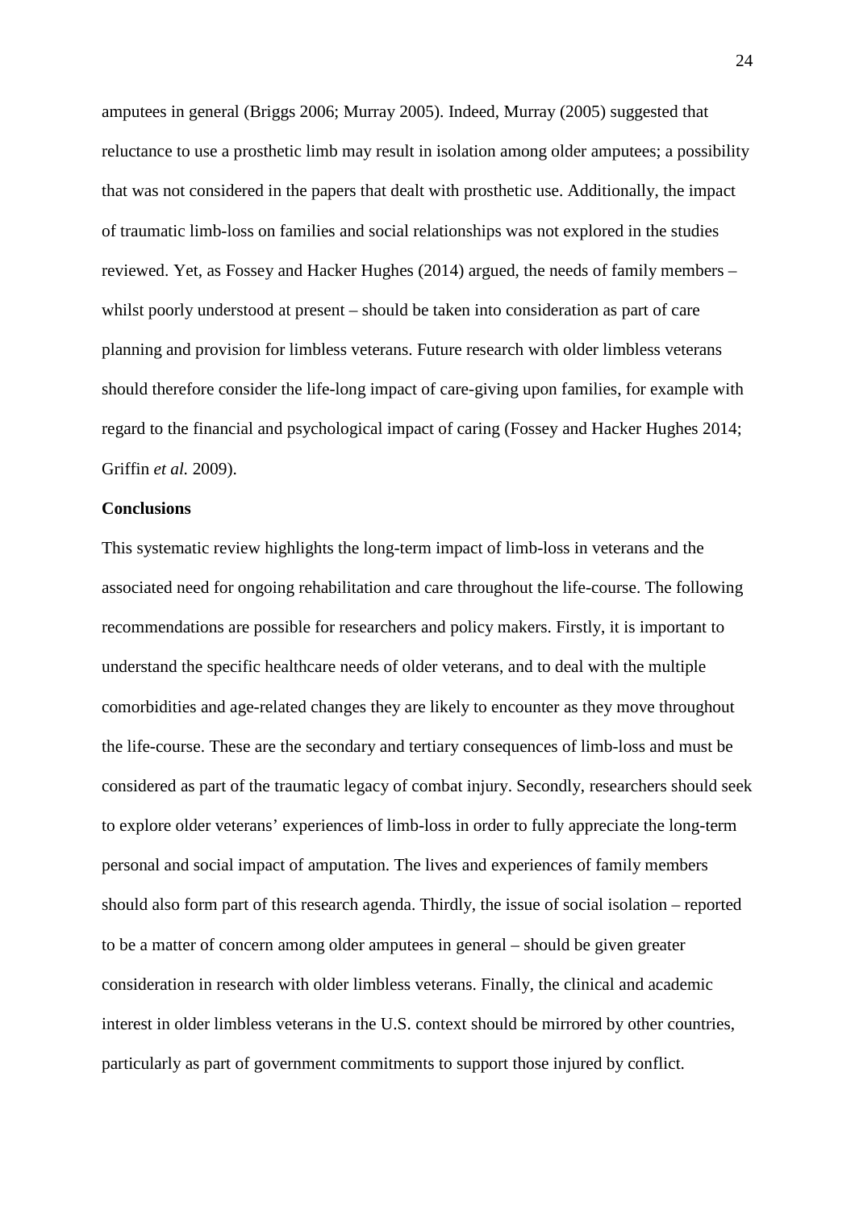amputees in general (Briggs 2006; Murray 2005). Indeed, Murray (2005) suggested that reluctance to use a prosthetic limb may result in isolation among older amputees; a possibility that was not considered in the papers that dealt with prosthetic use. Additionally, the impact of traumatic limb-loss on families and social relationships was not explored in the studies reviewed. Yet, as Fossey and Hacker Hughes (2014) argued, the needs of family members – whilst poorly understood at present – should be taken into consideration as part of care planning and provision for limbless veterans. Future research with older limbless veterans should therefore consider the life-long impact of care-giving upon families, for example with regard to the financial and psychological impact of caring (Fossey and Hacker Hughes 2014; Griffin *et al.* 2009).

**Conclusions**

This systematic review highlights the long-term impact of limb-loss in veterans and the associated need for ongoing rehabilitation and care throughout the life-course. The following recommendations are possible for researchers and policy makers. Firstly, it is important to understand the specific healthcare needs of older veterans, and to deal with the multiple comorbidities and age-related changes they are likely to encounter as they move throughout the life-course. These are the secondary and tertiary consequences of limb-loss and must be considered as part of the traumatic legacy of combat injury. Secondly, researchers should seek to explore older veterans' experiences of limb-loss in order to fully appreciate the long-term personal and social impact of amputation. The lives and experiences of family members should also form part of this research agenda. Thirdly, the issue of social isolation – reported to be a matter of concern among older amputees in general – should be given greater consideration in research with older limbless veterans. Finally, the clinical and academic interest in older limbless veterans in the U.S. context should be mirrored by other countries, particularly as part of government commitments to support those injured by conflict.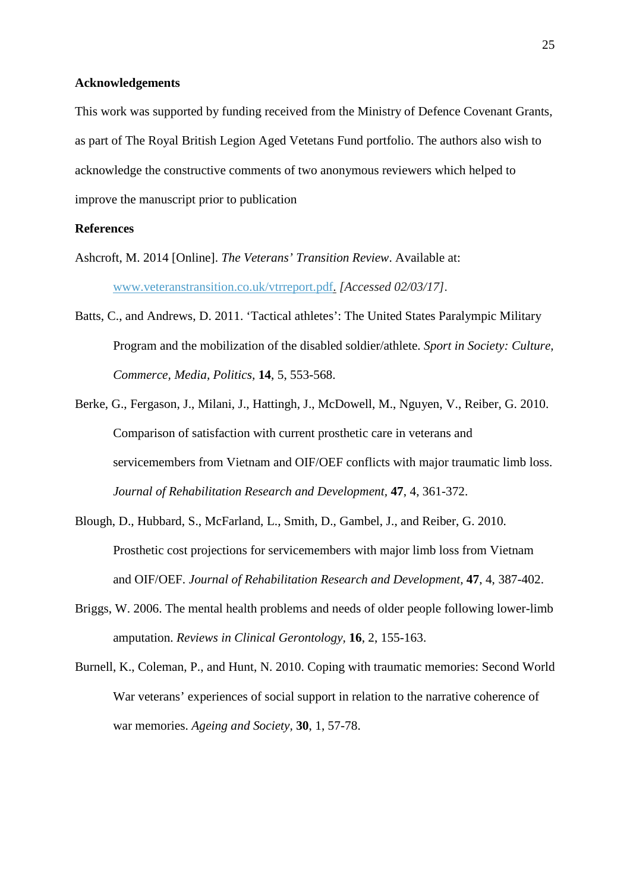**Acknowledgements**

This work was supported by funding received from the Ministry of Defence Covenant Grants, as part of The Royal British Legion Aged Vetetans Fund portfolio. The authors also wish to acknowledge the constructive comments of two anonymous reviewers which helped to improve the manuscript prior to publication

**References**

Ashcroft, M. 2014 [Online]. *The Veterans' Transition Review*. Available at: www.veteranstransition.co.uk/vtrreport.pdf. *[Accessed 02/03/17]*.

Batts, C., and Andrews, D. 2011. 'Tactical athletes': The United States Paralympic Military Program and the mobilization of the disabled soldier/athlete. *Sport in Society: Culture, Commerce, Media, Politics*, **14**, 5, 553-568.

Berke, G., Fergason, J., Milani, J., Hattingh, J., McDowell, M., Nguyen, V., Reiber, G. 2010. Comparison of satisfaction with current prosthetic care in veterans and servicemembers from Vietnam and OIF/OEF conflicts with major traumatic limb loss. *Journal of Rehabilitation Research and Development*, **47**, 4, 361-372.

Blough, D., Hubbard, S., McFarland, L., Smith, D., Gambel, J., and Reiber, G. 2010. Prosthetic cost projections for servicemembers with major limb loss from Vietnam and OIF/OEF. *Journal of Rehabilitation Research and Development*, **47**, 4, 387-402.

Briggs, W. 2006. The mental health problems and needs of older people following lower-limb amputation. *Reviews in Clinical Gerontology*, **16**, 2, 155-163.

Burnell, K., Coleman, P., and Hunt, N. 2010. Coping with traumatic memories: Second World War veterans' experiences of social support in relation to the narrative coherence of war memories. *Ageing and Society*, **30**, 1, 57-78.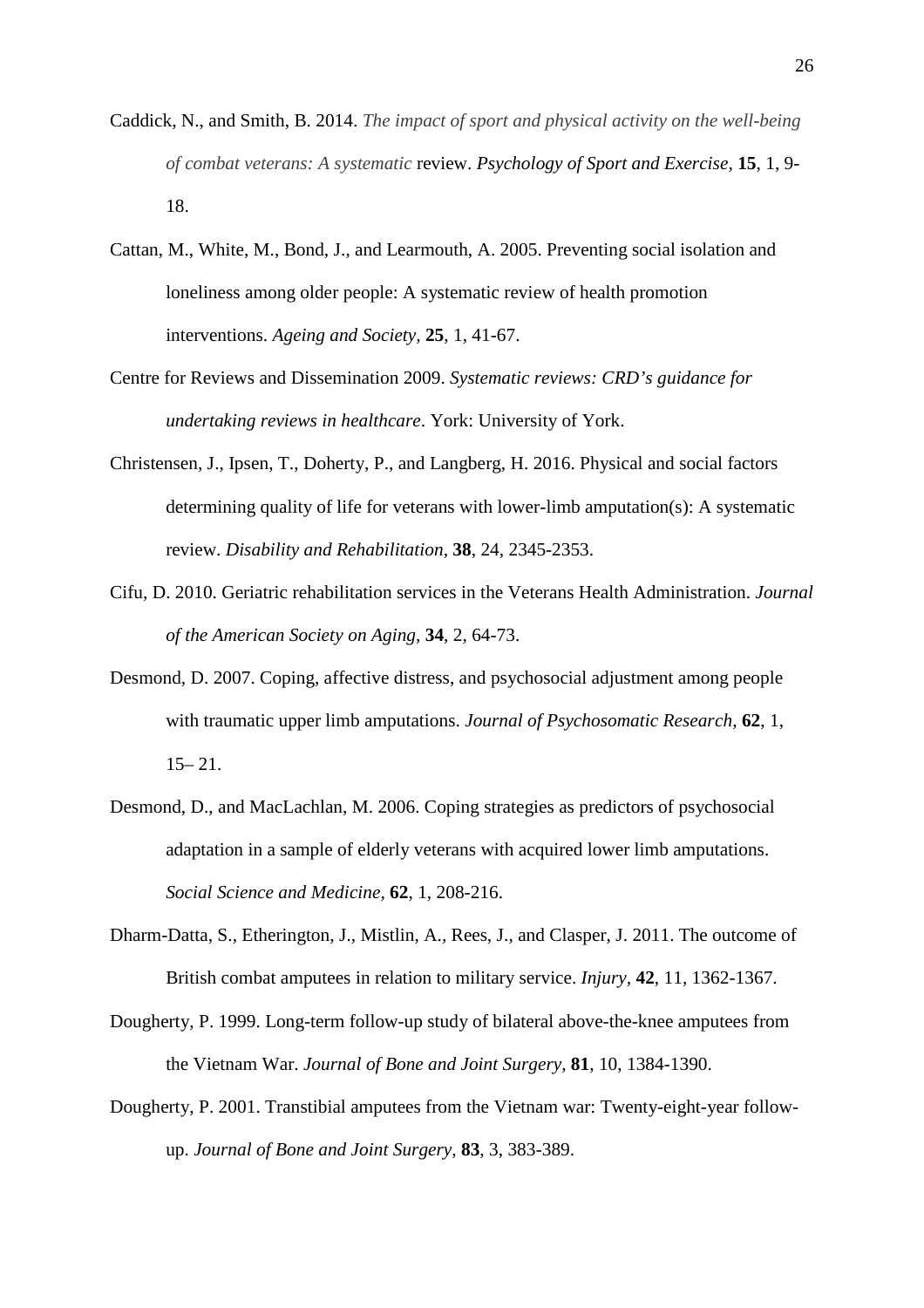Caddick, N., and Smith, B. 2014. *The impact of sport and physical activity on the well-being of combat veterans: A systematic* review. *Psychology of Sport and Exercise*, **15**, 1, 9-18.

Cattan, M., White, M., Bond, J., and Learmouth, A. 2005. Preventing social isolation and loneliness among older people: A systematic review of health promotion interventions. *Ageing and Society*, **25**, 1, 41-67.

Centre for Reviews and Dissemination 2009. *Systematic reviews: CRD's guidance for undertaking reviews in healthcare*. York: University of York.

Christensen, J., Ipsen, T., Doherty, P., and Langberg, H. 2016. Physical and social factors determining quality of life for veterans with lower-limb amputation(s): A systematic review. *Disability and Rehabilitation*, **38**, 24, 2345-2353.

Cifu, D. 2010. Geriatric rehabilitation services in the Veterans Health Administration. *Journal of the American Society on Aging*, **34**, 2, 64-73.

Desmond, D. 2007. Coping, affective distress, and psychosocial adjustment among people with traumatic upper limb amputations. *Journal of Psychosomatic Research*, **62**, 1, 15– 21.

Desmond, D., and MacLachlan, M. 2006. Coping strategies as predictors of psychosocial adaptation in a sample of elderly veterans with acquired lower limb amputations. *Social Science and Medicine*, **62**, 1, 208-216.

Dharm-Datta, S., Etherington, J., Mistlin, A., Rees, J., and Clasper, J. 2011. The outcome of British combat amputees in relation to military service. *Injury*, **42**, 11, 1362-1367.

Dougherty, P. 1999. Long-term follow-up study of bilateral above-the-knee amputees from the Vietnam War. *Journal of Bone and Joint Surgery*, **81**, 10, 1384-1390.

Dougherty, P. 2001. Transtibial amputees from the Vietnam war: Twenty-eight-year follow-up. *Journal of Bone and Joint Surgery*, **83**, 3, 383-389.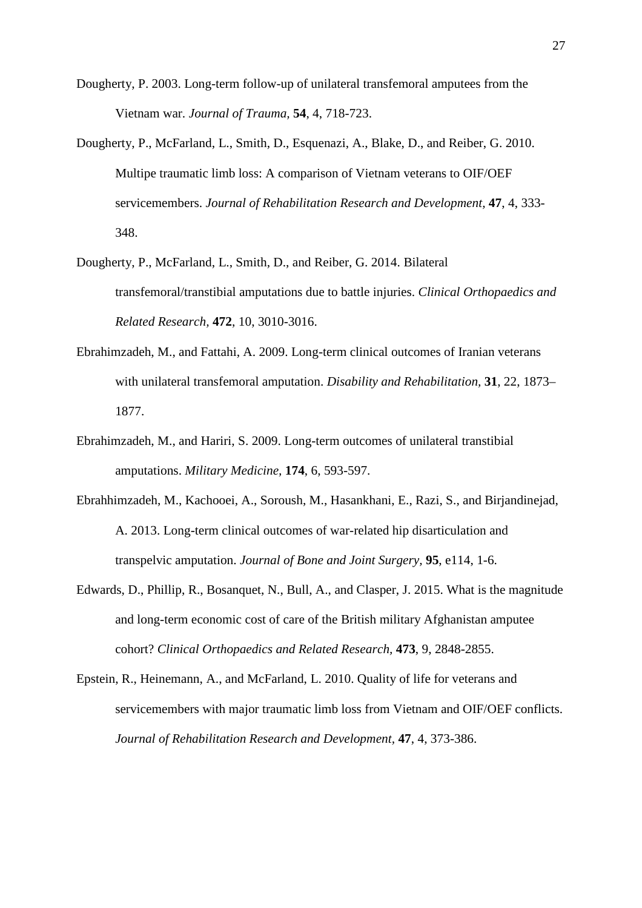Dougherty, P. 2003. Long-term follow-up of unilateral transfemoral amputees from the Vietnam war. *Journal of Trauma*, **54**, 4, 718-723.

Dougherty, P., McFarland, L., Smith, D., Esquenazi, A., Blake, D., and Reiber, G. 2010. Multipe traumatic limb loss: A comparison of Vietnam veterans to OIF/OEF servicemembers. *Journal of Rehabilitation Research and Development,* **47**, 4, 333-348.

Dougherty, P., McFarland, L., Smith, D., and Reiber, G. 2014. Bilateral transfemoral/transtibial amputations due to battle injuries. *Clinical Orthopaedics and Related Research,* **472**, 10, 3010-3016.

Ebrahimzadeh, M., and Fattahi, A. 2009. Long-term clinical outcomes of Iranian veterans with unilateral transfemoral amputation. *Disability and Rehabilitation*, **31**, 22, 1873–1877.

Ebrahimzadeh, M., and Hariri, S. 2009. Long-term outcomes of unilateral transtibial amputations. *Military Medicine,* **174**, 6, 593-597.

Ebrahhimzadeh, M., Kachooei, A., Soroush, M., Hasankhani, E., Razi, S., and Birjandinejad, A. 2013. Long-term clinical outcomes of war-related hip disarticulation and transpelvic amputation. *Journal of Bone and Joint Surgery,* **95**, e114, 1-6.

Edwards, D., Phillip, R., Bosanquet, N., Bull, A., and Clasper, J. 2015. What is the magnitude and long-term economic cost of care of the British military Afghanistan amputee cohort? *Clinical Orthopaedics and Related Research*, **473**, 9, 2848-2855.

Epstein, R., Heinemann, A., and McFarland, L. 2010. Quality of life for veterans and servicemembers with major traumatic limb loss from Vietnam and OIF/OEF conflicts. *Journal of Rehabilitation Research and Development,* **47**, 4, 373-386.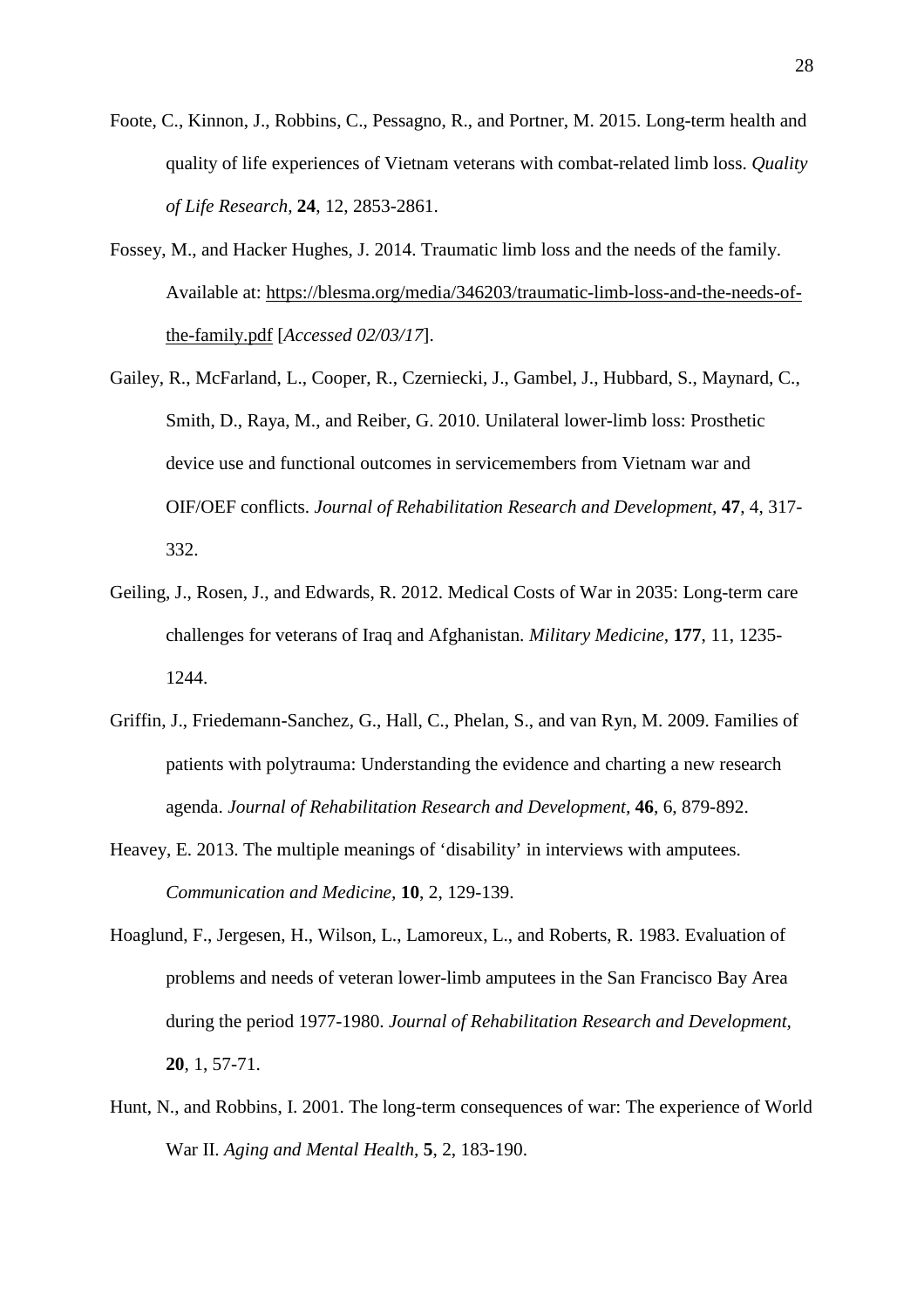Foote, C., Kinnon, J., Robbins, C., Pessagno, R., and Portner, M. 2015. Long-term health and quality of life experiences of Vietnam veterans with combat-related limb loss. *Quality of Life Research,* **24**, 12, 2853-2861.

Fossey, M., and Hacker Hughes, J. 2014. Traumatic limb loss and the needs of the family. Available at: https://blesma.org/media/346203/traumatic-limb-loss-and-the-needs-of-the-family.pdf [*Accessed 02/03/17*].

Gailey, R., McFarland, L., Cooper, R., Czerniecki, J., Gambel, J., Hubbard, S., Maynard, C., Smith, D., Raya, M., and Reiber, G. 2010. Unilateral lower-limb loss: Prosthetic device use and functional outcomes in servicemembers from Vietnam war and OIF/OEF conflicts. *Journal of Rehabilitation Research and Development,* **47**, 4, 317-332.

Geiling, J., Rosen, J., and Edwards, R. 2012. Medical Costs of War in 2035: Long-term care challenges for veterans of Iraq and Afghanistan. *Military Medicine,* **177**, 11, 1235-1244.

Griffin, J., Friedemann-Sanchez, G., Hall, C., Phelan, S., and van Ryn, M. 2009. Families of patients with polytrauma: Understanding the evidence and charting a new research agenda. *Journal of Rehabilitation Research and Development,* **46**, 6, 879-892.

Heavey, E. 2013. The multiple meanings of 'disability' in interviews with amputees. *Communication and Medicine,* **10**, 2, 129-139.

Hoaglund, F., Jergesen, H., Wilson, L., Lamoreux, L., and Roberts, R. 1983. Evaluation of problems and needs of veteran lower-limb amputees in the San Francisco Bay Area during the period 1977-1980. *Journal of Rehabilitation Research and Development,* **20**, 1, 57-71.

Hunt, N., and Robbins, I. 2001. The long-term consequences of war: The experience of World War II. *Aging and Mental Health,* **5**, 2, 183-190.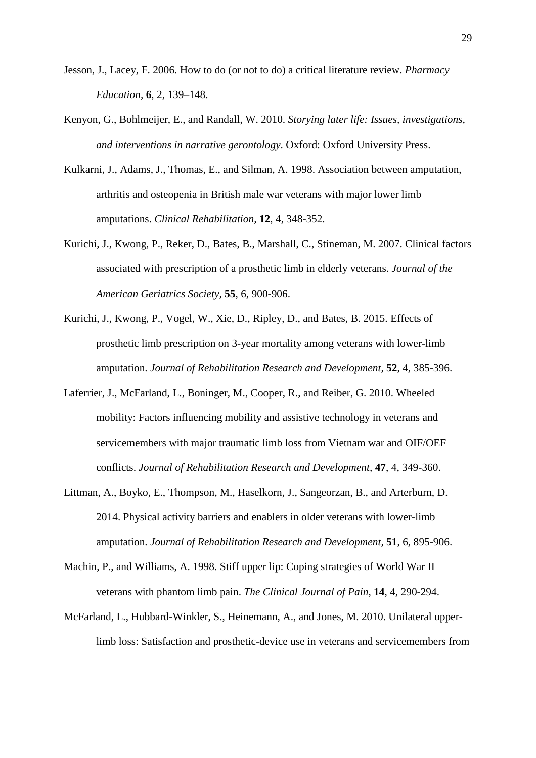Jesson, J., Lacey, F. 2006. How to do (or not to do) a critical literature review. *Pharmacy Education*, **6**, 2, 139–148.

Kenyon, G., Bohlmeijer, E., and Randall, W. 2010. *Storying later life: Issues, investigations, and interventions in narrative gerontology*. Oxford: Oxford University Press.

Kulkarni, J., Adams, J., Thomas, E., and Silman, A. 1998. Association between amputation, arthritis and osteopenia in British male war veterans with major lower limb amputations. *Clinical Rehabilitation,* **12**, 4, 348-352.

Kurichi, J., Kwong, P., Reker, D., Bates, B., Marshall, C., Stineman, M. 2007. Clinical factors associated with prescription of a prosthetic limb in elderly veterans. *Journal of the American Geriatrics Society,* **55**, 6, 900-906.

Kurichi, J., Kwong, P., Vogel, W., Xie, D., Ripley, D., and Bates, B. 2015. Effects of prosthetic limb prescription on 3-year mortality among veterans with lower-limb amputation. *Journal of Rehabilitation Research and Development,* **52**, 4, 385-396.

Laferrier, J., McFarland, L., Boninger, M., Cooper, R., and Reiber, G. 2010. Wheeled mobility: Factors influencing mobility and assistive technology in veterans and servicemembers with major traumatic limb loss from Vietnam war and OIF/OEF conflicts. *Journal of Rehabilitation Research and Development,* **47**, 4, 349-360.

Littman, A., Boyko, E., Thompson, M., Haselkorn, J., Sangeorzan, B., and Arterburn, D. 2014. Physical activity barriers and enablers in older veterans with lower-limb amputation. *Journal of Rehabilitation Research and Development,* **51**, 6, 895-906.

Machin, P., and Williams, A. 1998. Stiff upper lip: Coping strategies of World War II veterans with phantom limb pain. *The Clinical Journal of Pain,* **14**, 4, 290-294.

McFarland, L., Hubbard-Winkler, S., Heinemann, A., and Jones, M. 2010. Unilateral upper-limb loss: Satisfaction and prosthetic-device use in veterans and servicemembers from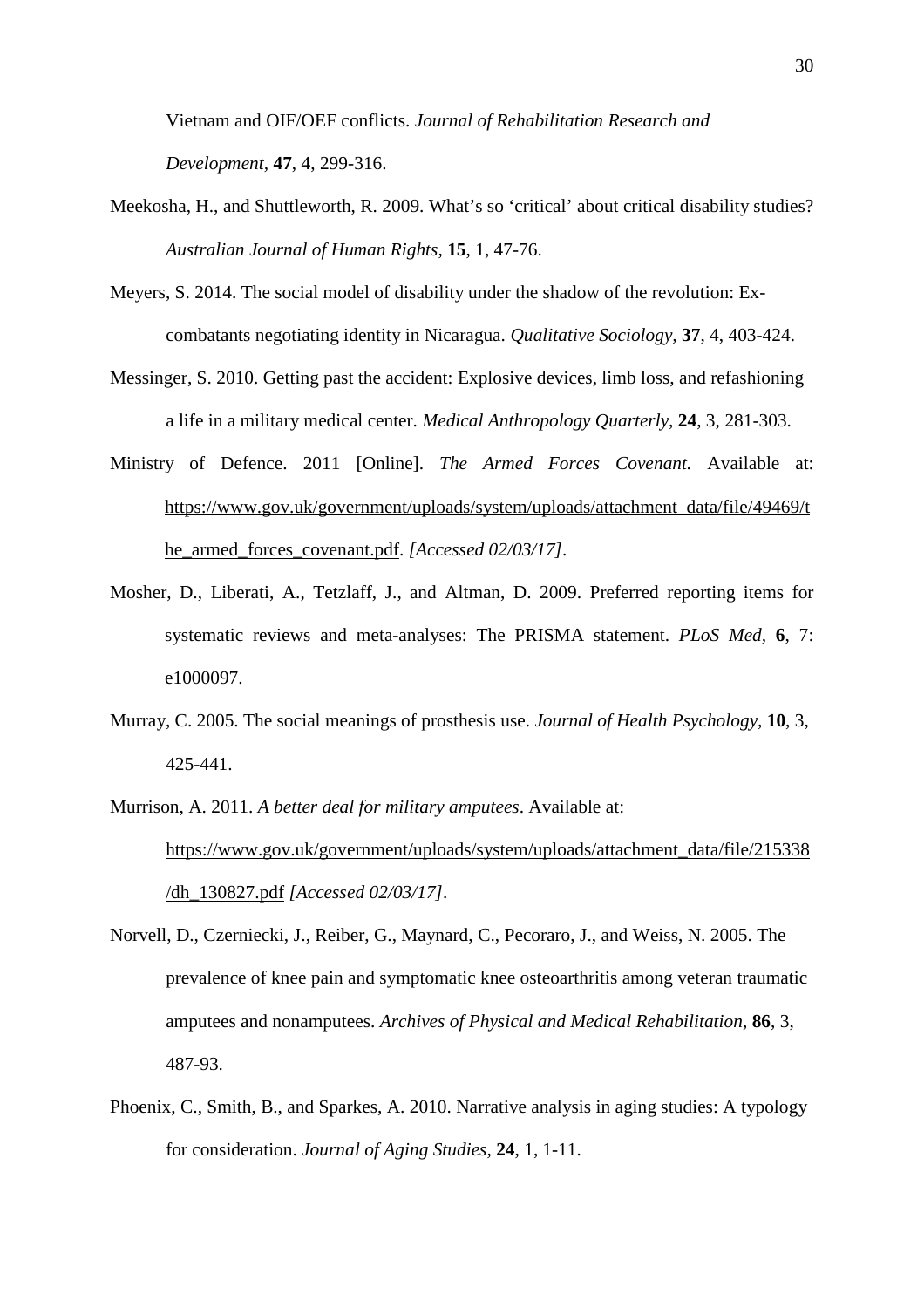Vietnam and OIF/OEF conflicts. *Journal of Rehabilitation Research and Development,* **47**, 4, 299-316.

Meekosha, H., and Shuttleworth, R. 2009. What's so 'critical' about critical disability studies? *Australian Journal of Human Rights,* **15**, 1, 47-76.

Meyers, S. 2014. The social model of disability under the shadow of the revolution: Ex-combatants negotiating identity in Nicaragua. *Qualitative Sociology,* **37**, 4, 403-424.

Messinger, S. 2010. Getting past the accident: Explosive devices, limb loss, and refashioning a life in a military medical center. *Medical Anthropology Quarterly,* **24**, 3, 281-303.

Ministry of Defence. 2011 [Online]. *The Armed Forces Covenant.* Available at: https://www.gov.uk/government/uploads/system/uploads/attachment_data/file/49469/the_armed_forces_covenant.pdf. *[Accessed 02/03/17]*.

Mosher, D., Liberati, A., Tetzlaff, J., and Altman, D. 2009. Preferred reporting items for systematic reviews and meta-analyses: The PRISMA statement. *PLoS Med,* **6**, 7: e1000097.

Murray, C. 2005. The social meanings of prosthesis use. *Journal of Health Psychology,* **10**, 3, 425-441.

Murrison, A. 2011. *A better deal for military amputees*. Available at: https://www.gov.uk/government/uploads/system/uploads/attachment_data/file/215338/dh_130827.pdf *[Accessed 02/03/17]*.

Norvell, D., Czerniecki, J., Reiber, G., Maynard, C., Pecoraro, J., and Weiss, N. 2005. The prevalence of knee pain and symptomatic knee osteoarthritis among veteran traumatic amputees and nonamputees. *Archives of Physical and Medical Rehabilitation,* **86**, 3, 487-93.

Phoenix, C., Smith, B., and Sparkes, A. 2010. Narrative analysis in aging studies: A typology for consideration. *Journal of Aging Studies,* **24**, 1, 1-11.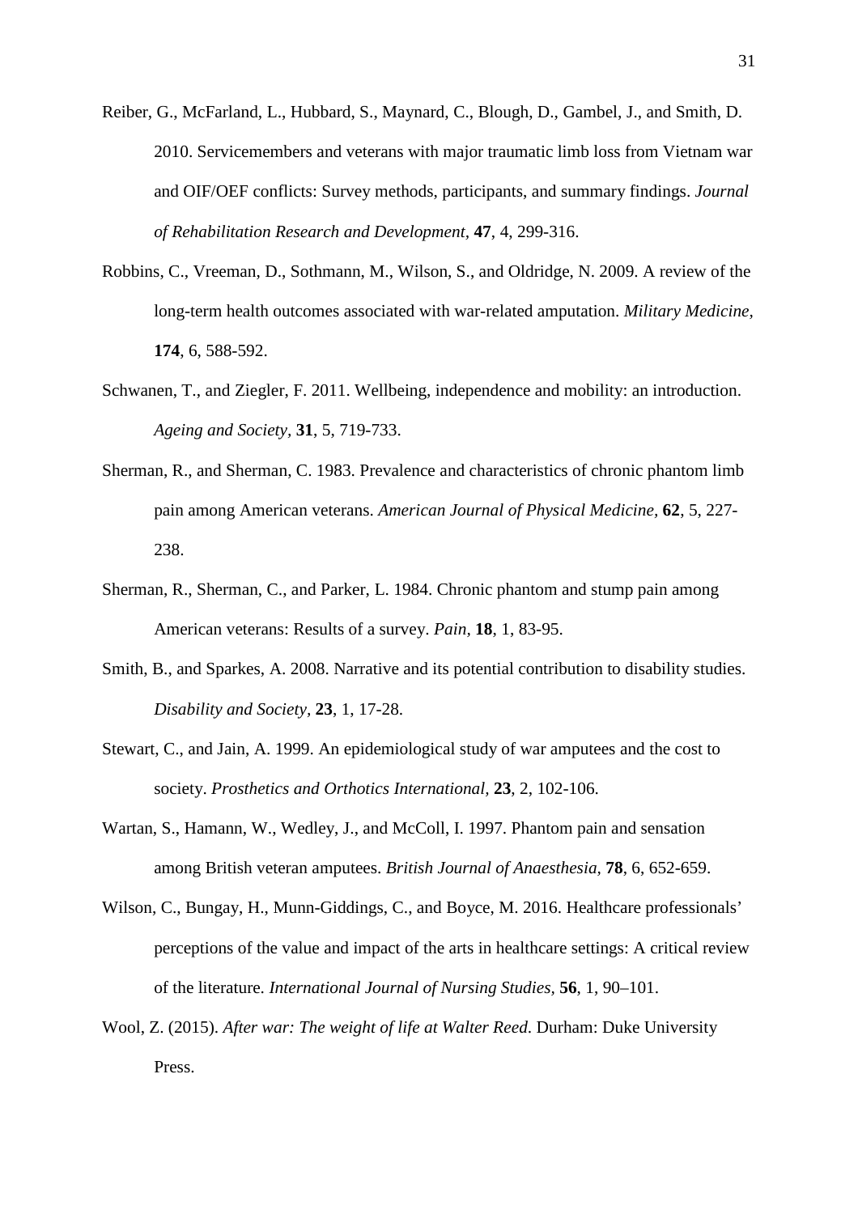Reiber, G., McFarland, L., Hubbard, S., Maynard, C., Blough, D., Gambel, J., and Smith, D. 2010. Servicemembers and veterans with major traumatic limb loss from Vietnam war and OIF/OEF conflicts: Survey methods, participants, and summary findings. *Journal of Rehabilitation Research and Development*, **47**, 4, 299-316.

Robbins, C., Vreeman, D., Sothmann, M., Wilson, S., and Oldridge, N. 2009. A review of the long-term health outcomes associated with war-related amputation. *Military Medicine*, **174**, 6, 588-592.

Schwanen, T., and Ziegler, F. 2011. Wellbeing, independence and mobility: an introduction. *Ageing and Society*, **31**, 5, 719-733.

Sherman, R., and Sherman, C. 1983. Prevalence and characteristics of chronic phantom limb pain among American veterans. *American Journal of Physical Medicine*, **62**, 5, 227-238.

Sherman, R., Sherman, C., and Parker, L. 1984. Chronic phantom and stump pain among American veterans: Results of a survey. *Pain*, **18**, 1, 83-95.

Smith, B., and Sparkes, A. 2008. Narrative and its potential contribution to disability studies. *Disability and Society*, **23**, 1, 17-28.

Stewart, C., and Jain, A. 1999. An epidemiological study of war amputees and the cost to society. *Prosthetics and Orthotics International*, **23**, 2, 102-106.

Wartan, S., Hamann, W., Wedley, J., and McColl, I. 1997. Phantom pain and sensation among British veteran amputees. *British Journal of Anaesthesia*, **78**, 6, 652-659.

Wilson, C., Bungay, H., Munn-Giddings, C., and Boyce, M. 2016. Healthcare professionals' perceptions of the value and impact of the arts in healthcare settings: A critical review of the literature. *International Journal of Nursing Studies*, **56**, 1, 90–101.

Wool, Z. (2015). *After war: The weight of life at Walter Reed*. Durham: Duke University Press.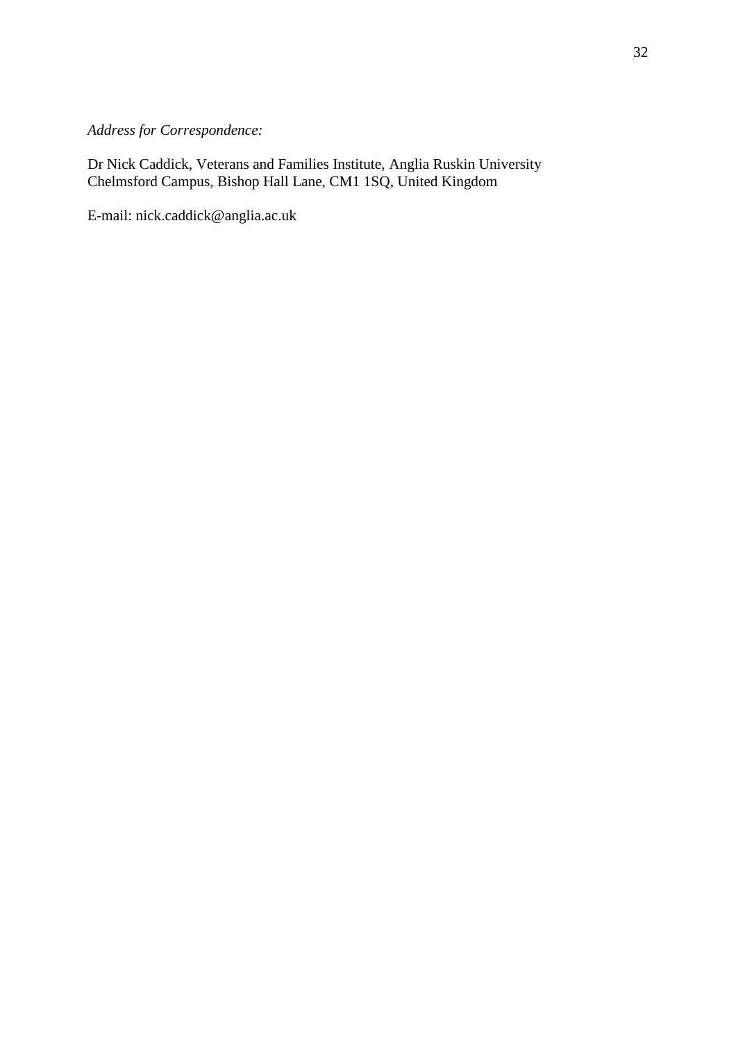*Address for Correspondence:*

Dr Nick Caddick, Veterans and Families Institute, Anglia Ruskin University
Chelmsford Campus, Bishop Hall Lane, CM1 1SQ, United Kingdom

E-mail: nick.caddick@anglia.ac.uk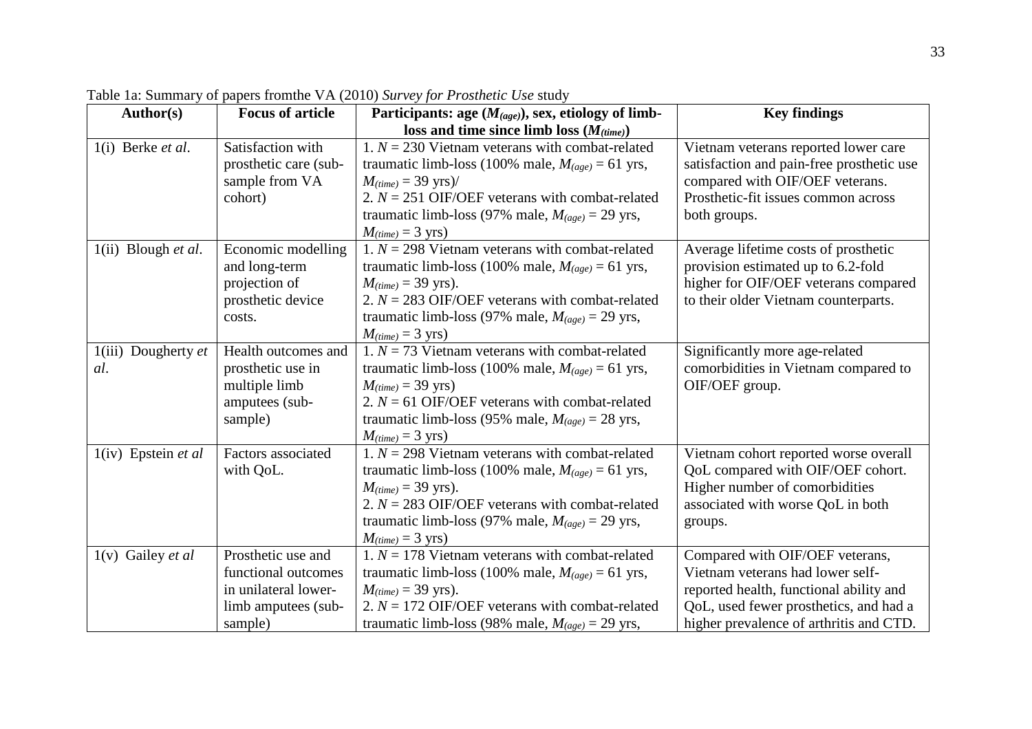Table 1a: Summary of papers fromthe VA (2010) *Survey for Prosthetic Use* study

| Author(s) | Focus of article | Participants: age ($M_{(age)}$), sex, etiology of limb-loss and time since limb loss ($M_{(time)}$) | Key findings |
|---|---|---|---|
| 1(i) Berke *et al*. | Satisfaction with prosthetic care (sub-sample from VA cohort) | 1. $N$ = 230 Vietnam veterans with combat-related traumatic limb-loss (100% male, $M_{(age)}$ = 61 yrs, $M_{(time)}$ = 39 yrs)/ 2. $N$ = 251 OIF/OEF veterans with combat-related traumatic limb-loss (97% male, $M_{(age)}$ = 29 yrs, $M_{(time)}$ = 3 yrs) | Vietnam veterans reported lower care satisfaction and pain-free prosthetic use compared with OIF/OEF veterans. Prosthetic-fit issues common across both groups. |
| 1(ii) Blough *et al*. | Economic modelling and long-term projection of prosthetic device costs. | 1. $N$ = 298 Vietnam veterans with combat-related traumatic limb-loss (100% male, $M_{(age)}$ = 61 yrs, $M_{(time)}$ = 39 yrs). 2. $N$ = 283 OIF/OEF veterans with combat-related traumatic limb-loss (97% male, $M_{(age)}$ = 29 yrs, $M_{(time)}$ = 3 yrs) | Average lifetime costs of prosthetic provision estimated up to 6.2-fold higher for OIF/OEF veterans compared to their older Vietnam counterparts. |
| 1(iii) Dougherty *et al*. | Health outcomes and prosthetic use in multiple limb amputees (sub-sample) | 1. $N$ = 73 Vietnam veterans with combat-related traumatic limb-loss (100% male, $M_{(age)}$ = 61 yrs, $M_{(time)}$ = 39 yrs) 2. $N$ = 61 OIF/OEF veterans with combat-related traumatic limb-loss (95% male, $M_{(age)}$ = 28 yrs, $M_{(time)}$ = 3 yrs) | Significantly more age-related comorbidities in Vietnam compared to OIF/OEF group. |
| 1(iv) Epstein *et al* | Factors associated with QoL. | 1. $N$ = 298 Vietnam veterans with combat-related traumatic limb-loss (100% male, $M_{(age)}$ = 61 yrs, $M_{(time)}$ = 39 yrs). 2. $N$ = 283 OIF/OEF veterans with combat-related traumatic limb-loss (97% male, $M_{(age)}$ = 29 yrs, $M_{(time)}$ = 3 yrs) | Vietnam cohort reported worse overall QoL compared with OIF/OEF cohort. Higher number of comorbidities associated with worse QoL in both groups. |
| 1(v) Gailey *et al* | Prosthetic use and functional outcomes in unilateral lower-limb amputees (sub-sample) | 1. $N$ = 178 Vietnam veterans with combat-related traumatic limb-loss (100% male, $M_{(age)}$ = 61 yrs, $M_{(time)}$ = 39 yrs). 2. $N$ = 172 OIF/OEF veterans with combat-related traumatic limb-loss (98% male, $M_{(age)}$ = 29 yrs, | Compared with OIF/OEF veterans, Vietnam veterans had lower self-reported health, functional ability and QoL, used fewer prosthetics, and had a higher prevalence of arthritis and CTD. |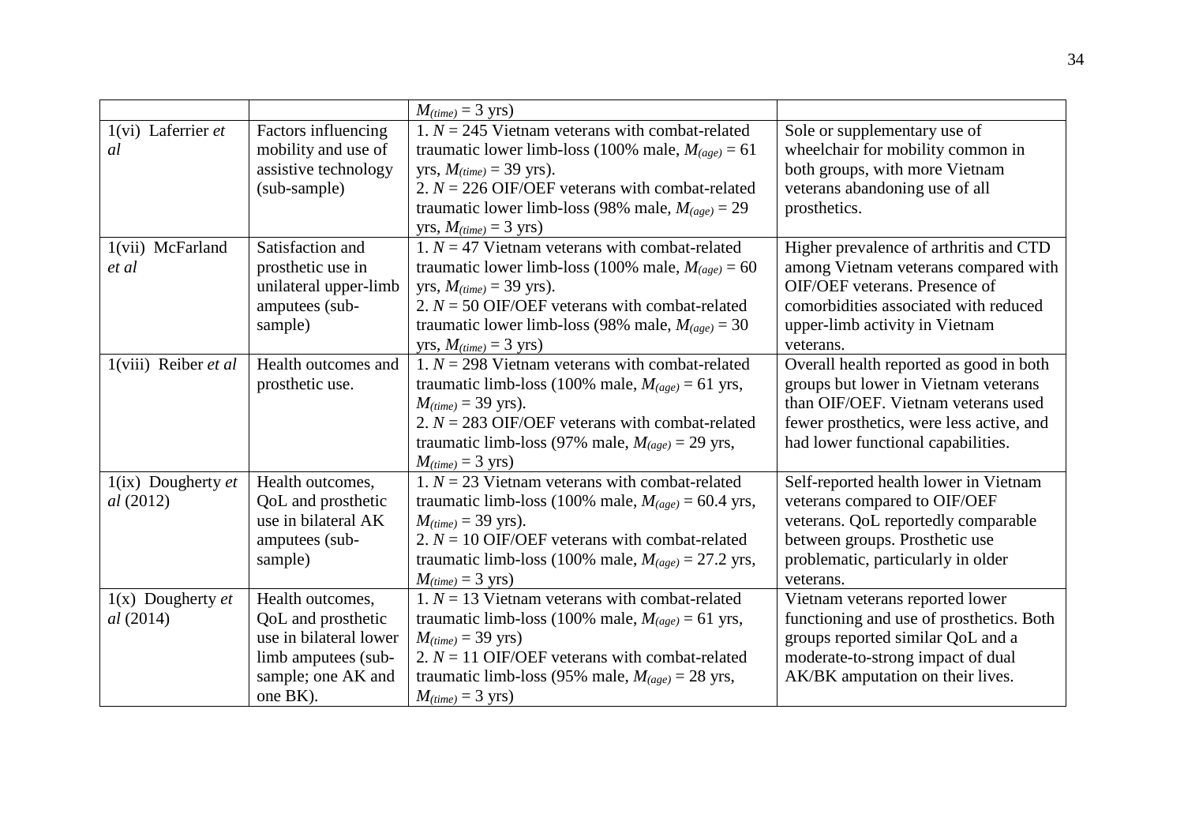| | | $M_{(time)}$ = 3 yrs) | |
|---|---|---|---|
| 1(vi) Laferrier *et al* | Factors influencing mobility and use of assistive technology (sub-sample) | 1. *N* = 245 Vietnam veterans with combat-related traumatic lower limb-loss (100% male, $M_{(age)}$ = 61 yrs, $M_{(time)}$ = 39 yrs). 2. *N* = 226 OIF/OEF veterans with combat-related traumatic lower limb-loss (98% male, $M_{(age)}$ = 29 yrs, $M_{(time)}$ = 3 yrs) | Sole or supplementary use of wheelchair for mobility common in both groups, with more Vietnam veterans abandoning use of all prosthetics. |
| 1(vii) McFarland *et al* | Satisfaction and prosthetic use in unilateral upper-limb amputees (sub-sample) | 1. *N* = 47 Vietnam veterans with combat-related traumatic lower limb-loss (100% male, $M_{(age)}$ = 60 yrs, $M_{(time)}$ = 39 yrs). 2. *N* = 50 OIF/OEF veterans with combat-related traumatic lower limb-loss (98% male, $M_{(age)}$ = 30 yrs, $M_{(time)}$ = 3 yrs) | Higher prevalence of arthritis and CTD among Vietnam veterans compared with OIF/OEF veterans. Presence of comorbidities associated with reduced upper-limb activity in Vietnam veterans. |
| 1(viii) Reiber *et al* | Health outcomes and prosthetic use. | 1. *N* = 298 Vietnam veterans with combat-related traumatic limb-loss (100% male, $M_{(age)}$ = 61 yrs, $M_{(time)}$ = 39 yrs). 2. *N* = 283 OIF/OEF veterans with combat-related traumatic limb-loss (97% male, $M_{(age)}$ = 29 yrs, $M_{(time)}$ = 3 yrs) | Overall health reported as good in both groups but lower in Vietnam veterans than OIF/OEF. Vietnam veterans used fewer prosthetics, were less active, and had lower functional capabilities. |
| 1(ix) Dougherty *et al* (2012) | Health outcomes, QoL and prosthetic use in bilateral AK amputees (sub-sample) | 1. *N* = 23 Vietnam veterans with combat-related traumatic limb-loss (100% male, $M_{(age)}$ = 60.4 yrs, $M_{(time)}$ = 39 yrs). 2. *N* = 10 OIF/OEF veterans with combat-related traumatic limb-loss (100% male, $M_{(age)}$ = 27.2 yrs, $M_{(time)}$ = 3 yrs) | Self-reported health lower in Vietnam veterans compared to OIF/OEF veterans. QoL reportedly comparable between groups. Prosthetic use problematic, particularly in older veterans. |
| 1(x) Dougherty *et al* (2014) | Health outcomes, QoL and prosthetic use in bilateral lower limb amputees (sub-sample; one AK and one BK). | 1. *N* = 13 Vietnam veterans with combat-related traumatic limb-loss (100% male, $M_{(age)}$ = 61 yrs, $M_{(time)}$ = 39 yrs) 2. *N* = 11 OIF/OEF veterans with combat-related traumatic limb-loss (95% male, $M_{(age)}$ = 28 yrs, $M_{(time)}$ = 3 yrs) | Vietnam veterans reported lower functioning and use of prosthetics. Both groups reported similar QoL and a moderate-to-strong impact of dual AK/BK amputation on their lives. |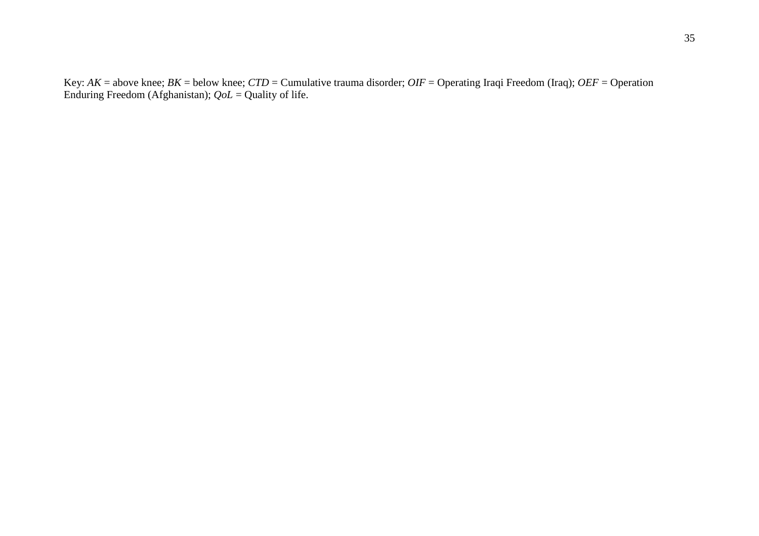Key: *AK* = above knee; *BK* = below knee; *CTD* = Cumulative trauma disorder; *OIF* = Operating Iraqi Freedom (Iraq); *OEF* = Operation Enduring Freedom (Afghanistan); *QoL* = Quality of life.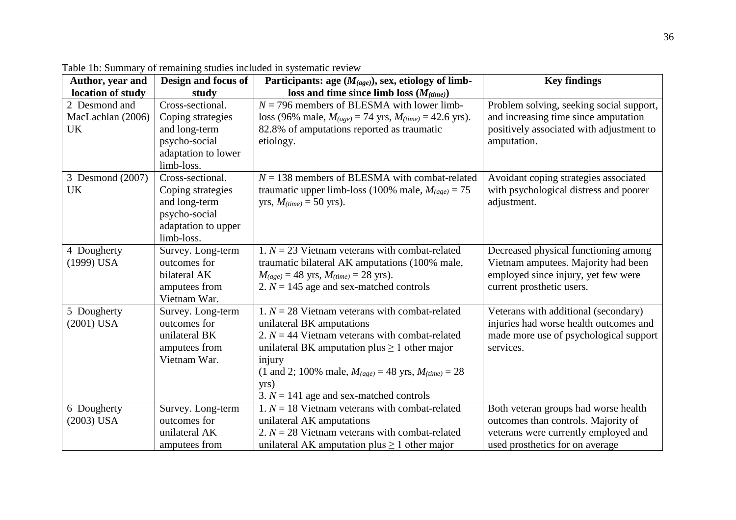Table 1b: Summary of remaining studies included in systematic review

| Author, year and location of study | Design and focus of study | Participants: age ($M_{(age)}$), sex, etiology of limb-loss and time since limb loss ($M_{(time)}$) | Key findings |
|---|---|---|---|
| 2 Desmond and MacLachlan (2006) UK | Cross-sectional. Coping strategies and long-term psycho-social adaptation to lower limb-loss. | $N$ = 796 members of BLESMA with lower limb-loss (96% male, $M_{(age)}$ = 74 yrs, $M_{(time)}$ = 42.6 yrs). 82.8% of amputations reported as traumatic etiology. | Problem solving, seeking social support, and increasing time since amputation positively associated with adjustment to amputation. |
| 3 Desmond (2007) UK | Cross-sectional. Coping strategies and long-term psycho-social adaptation to upper limb-loss. | $N$ = 138 members of BLESMA with combat-related traumatic upper limb-loss (100% male, $M_{(age)}$ = 75 yrs, $M_{(time)}$ = 50 yrs). | Avoidant coping strategies associated with psychological distress and poorer adjustment. |
| 4 Dougherty (1999) USA | Survey. Long-term outcomes for bilateral AK amputees from Vietnam War. | 1. $N$ = 23 Vietnam veterans with combat-related traumatic bilateral AK amputations (100% male, $M_{(age)}$ = 48 yrs, $M_{(time)}$ = 28 yrs). 2. $N$ = 145 age and sex-matched controls | Decreased physical functioning among Vietnam amputees. Majority had been employed since injury, yet few were current prosthetic users. |
| 5 Dougherty (2001) USA | Survey. Long-term outcomes for unilateral BK amputees from Vietnam War. | 1. $N$ = 28 Vietnam veterans with combat-related unilateral BK amputations 2. $N$ = 44 Vietnam veterans with combat-related unilateral BK amputation plus $\geq$ 1 other major injury (1 and 2; 100% male, $M_{(age)}$ = 48 yrs, $M_{(time)}$ = 28 yrs) 3. $N$ = 141 age and sex-matched controls | Veterans with additional (secondary) injuries had worse health outcomes and made more use of psychological support services. |
| 6 Dougherty (2003) USA | Survey. Long-term outcomes for unilateral AK amputees from | 1. $N$ = 18 Vietnam veterans with combat-related unilateral AK amputations 2. $N$ = 28 Vietnam veterans with combat-related unilateral AK amputation plus $\geq$ 1 other major | Both veteran groups had worse health outcomes than controls. Majority of veterans were currently employed and used prosthetics for on average |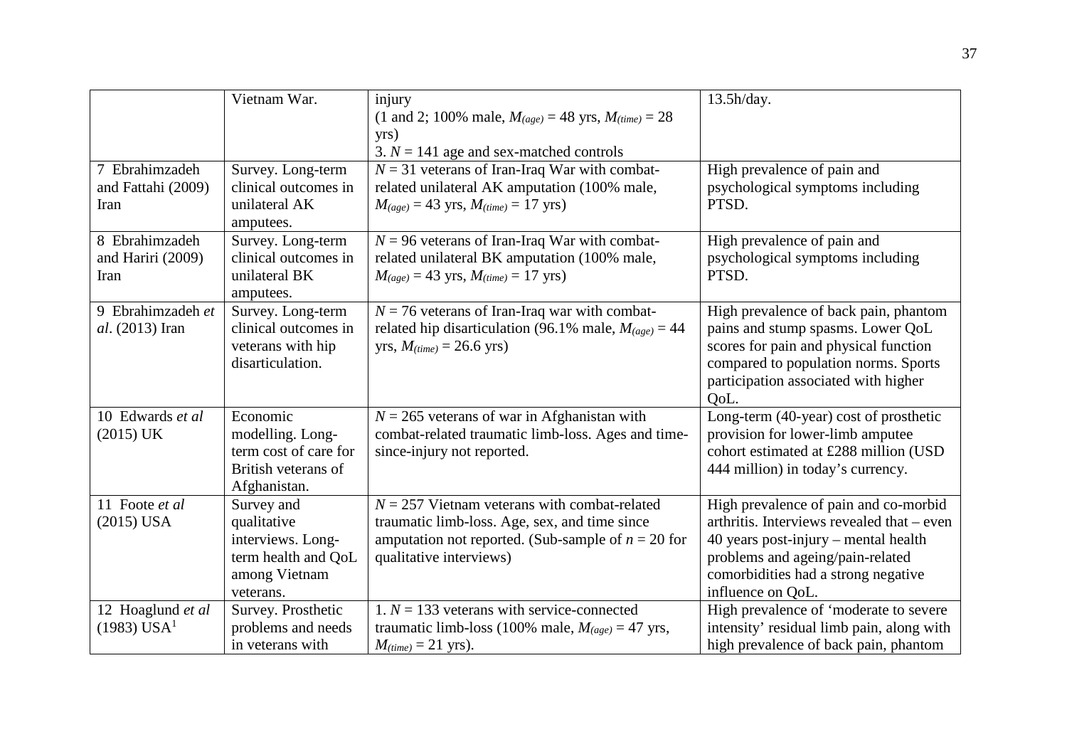| | | | |
|---|---|---|---|
| | Vietnam War. | injury (1 and 2; 100% male, $M_{(age)}$ = 48 yrs, $M_{(time)}$ = 28 yrs) 3. $N$ = 141 age and sex-matched controls | 13.5h/day. |
| 7 Ebrahimzadeh and Fattahi (2009) Iran | Survey. Long-term clinical outcomes in unilateral AK amputees. | $N$ = 31 veterans of Iran-Iraq War with combat-related unilateral AK amputation (100% male, $M_{(age)}$ = 43 yrs, $M_{(time)}$ = 17 yrs) | High prevalence of pain and psychological symptoms including PTSD. |
| 8 Ebrahimzadeh and Hariri (2009) Iran | Survey. Long-term clinical outcomes in unilateral BK amputees. | $N$ = 96 veterans of Iran-Iraq War with combat-related unilateral BK amputation (100% male, $M_{(age)}$ = 43 yrs, $M_{(time)}$ = 17 yrs) | High prevalence of pain and psychological symptoms including PTSD. |
| 9 Ebrahimzadeh *et al*. (2013) Iran | Survey. Long-term clinical outcomes in veterans with hip disarticulation. | $N$ = 76 veterans of Iran-Iraq war with combat-related hip disarticulation (96.1% male, $M_{(age)}$ = 44 yrs, $M_{(time)}$ = 26.6 yrs) | High prevalence of back pain, phantom pains and stump spasms. Lower QoL scores for pain and physical function compared to population norms. Sports participation associated with higher QoL. |
| 10 Edwards *et al* (2015) UK | Economic modelling. Long-term cost of care for British veterans of Afghanistan. | $N$ = 265 veterans of war in Afghanistan with combat-related traumatic limb-loss. Ages and time-since-injury not reported. | Long-term (40-year) cost of prosthetic provision for lower-limb amputee cohort estimated at £288 million (USD 444 million) in today's currency. |
| 11 Foote *et al* (2015) USA | Survey and qualitative interviews. Long-term health and QoL among Vietnam veterans. | $N$ = 257 Vietnam veterans with combat-related traumatic limb-loss. Age, sex, and time since amputation not reported. (Sub-sample of $n$ = 20 for qualitative interviews) | High prevalence of pain and co-morbid arthritis. Interviews revealed that – even 40 years post-injury – mental health problems and ageing/pain-related comorbidities had a strong negative influence on QoL. |
| 12 Hoaglund *et al* (1983) USA[1] | Survey. Prosthetic problems and needs in veterans with | 1. $N$ = 133 veterans with service-connected traumatic limb-loss (100% male, $M_{(age)}$ = 47 yrs, $M_{(time)}$ = 21 yrs). | High prevalence of 'moderate to severe intensity' residual limb pain, along with high prevalence of back pain, phantom |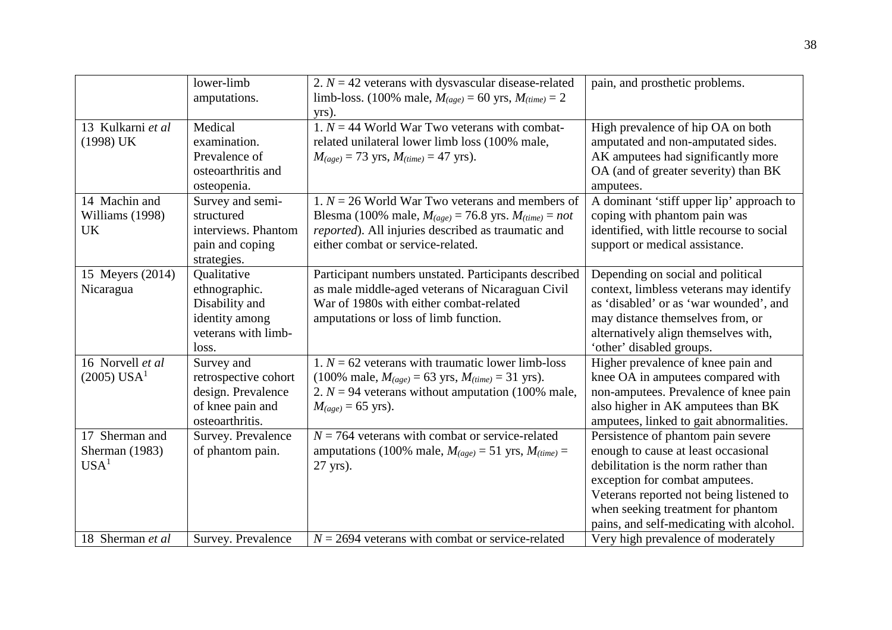| | | | |
|---|---|---|---|
| | lower-limb amputations. | 2. $N = 42$ veterans with dysvascular disease-related limb-loss. (100% male, $M_{(age)} = 60$ yrs, $M_{(time)} = 2$ yrs). | pain, and prosthetic problems. |
| 13 Kulkarni *et al* (1998) UK | Medical examination. Prevalence of osteoarthritis and osteopenia. | 1. $N = 44$ World War Two veterans with combat-related unilateral lower limb loss (100% male, $M_{(age)} = 73$ yrs, $M_{(time)} = 47$ yrs). | High prevalence of hip OA on both amputated and non-amputated sides. AK amputees had significantly more OA (and of greater severity) than BK amputees. |
| 14 Machin and Williams (1998) UK | Survey and semi-structured interviews. Phantom pain and coping strategies. | 1. $N = 26$ World War Two veterans and members of Blesma (100% male, $M_{(age)} = 76.8$ yrs. $M_{(time)}$ = *not reported*). All injuries described as traumatic and either combat or service-related. | A dominant 'stiff upper lip' approach to coping with phantom pain was identified, with little recourse to social support or medical assistance. |
| 15 Meyers (2014) Nicaragua | Qualitative ethnographic. Disability and identity among veterans with limb-loss. | Participant numbers unstated. Participants described as male middle-aged veterans of Nicaraguan Civil War of 1980s with either combat-related amputations or loss of limb function. | Depending on social and political context, limbless veterans may identify as 'disabled' or as 'war wounded', and may distance themselves from, or alternatively align themselves with, 'other' disabled groups. |
| 16 Norvell *et al* (2005) USA[1] | Survey and retrospective cohort design. Prevalence of knee pain and osteoarthritis. | 1. $N = 62$ veterans with traumatic lower limb-loss (100% male, $M_{(age)} = 63$ yrs, $M_{(time)} = 31$ yrs). 2. $N = 94$ veterans without amputation (100% male, $M_{(age)} = 65$ yrs). | Higher prevalence of knee pain and knee OA in amputees compared with non-amputees. Prevalence of knee pain also higher in AK amputees than BK amputees, linked to gait abnormalities. |
| 17 Sherman and Sherman (1983) USA[1] | Survey. Prevalence of phantom pain. | $N = 764$ veterans with combat or service-related amputations (100% male, $M_{(age)} = 51$ yrs, $M_{(time)} = 27$ yrs). | Persistence of phantom pain severe enough to cause at least occasional debilitation is the norm rather than exception for combat amputees. Veterans reported not being listened to when seeking treatment for phantom pains, and self-medicating with alcohol. |
| 18 Sherman *et al* | Survey. Prevalence | $N = 2694$ veterans with combat or service-related | Very high prevalence of moderately |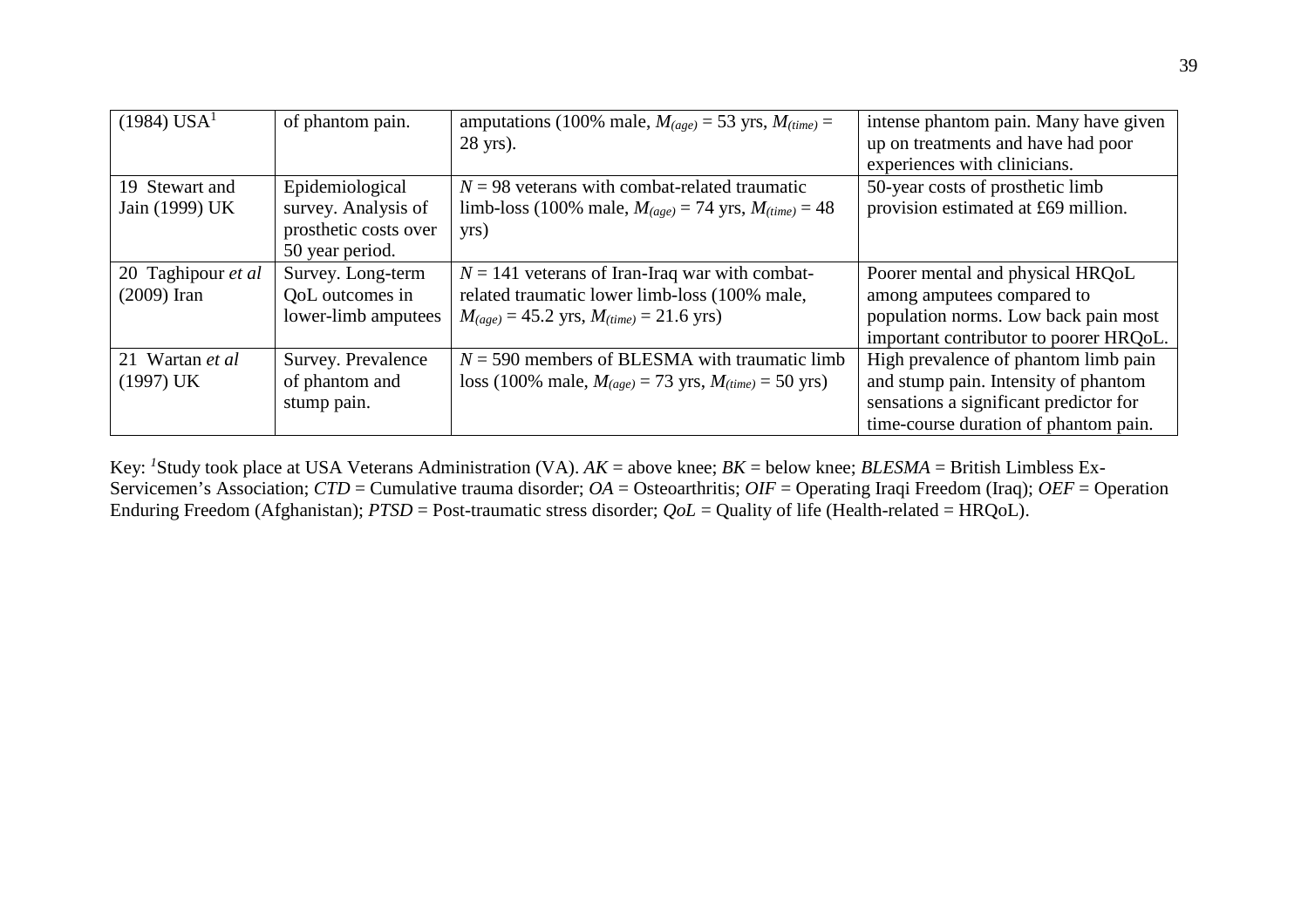| (1984) USA[1] | of phantom pain. | amputations (100% male, $M_{(age)}$ = 53 yrs, $M_{(time)}$ = 28 yrs). | intense phantom pain. Many have given up on treatments and have had poor experiences with clinicians. |
|---|---|---|---|
| 19 Stewart and Jain (1999) UK | Epidemiological survey. Analysis of prosthetic costs over 50 year period. | $N$ = 98 veterans with combat-related traumatic limb-loss (100% male, $M_{(age)}$ = 74 yrs, $M_{(time)}$ = 48 yrs) | 50-year costs of prosthetic limb provision estimated at £69 million. |
| 20 Taghipour *et al* (2009) Iran | Survey. Long-term QoL outcomes in lower-limb amputees | $N$ = 141 veterans of Iran-Iraq war with combat-related traumatic lower limb-loss (100% male, $M_{(age)}$ = 45.2 yrs, $M_{(time)}$ = 21.6 yrs) | Poorer mental and physical HRQoL among amputees compared to population norms. Low back pain most important contributor to poorer HRQoL. |
| 21 Wartan *et al* (1997) UK | Survey. Prevalence of phantom and stump pain. | $N$ = 590 members of BLESMA with traumatic limb loss (100% male, $M_{(age)}$ = 73 yrs, $M_{(time)}$ = 50 yrs) | High prevalence of phantom limb pain and stump pain. Intensity of phantom sensations a significant predictor for time-course duration of phantom pain. |

Key: [1]Study took place at USA Veterans Administration (VA). *AK* = above knee; *BK* = below knee; *BLESMA* = British Limbless Ex-Servicemen's Association; *CTD* = Cumulative trauma disorder; *OA* = Osteoarthritis; *OIF* = Operating Iraqi Freedom (Iraq); *OEF* = Operation Enduring Freedom (Afghanistan); *PTSD* = Post-traumatic stress disorder; *QoL* = Quality of life (Health-related = HRQoL).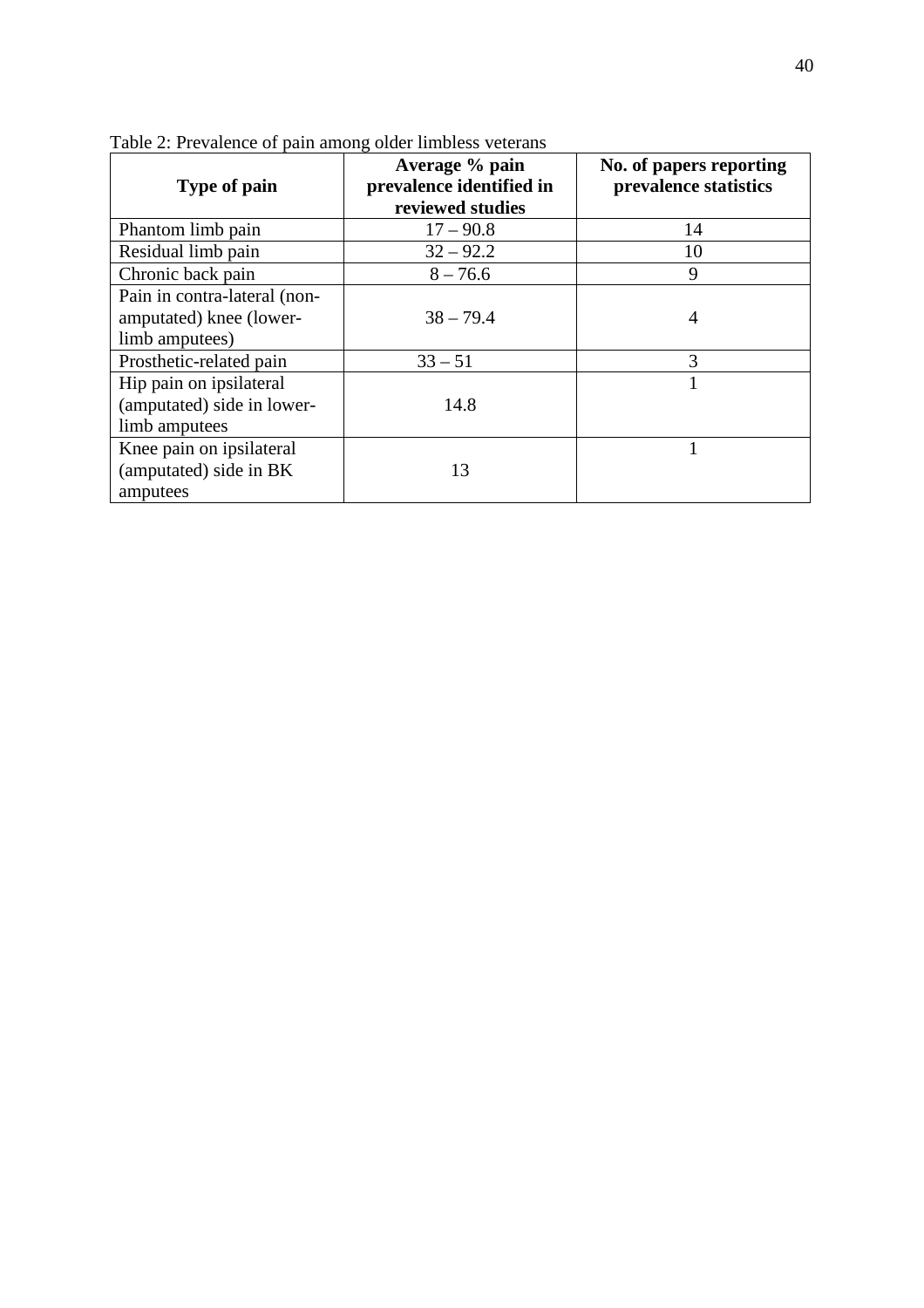Table 2: Prevalence of pain among older limbless veterans

| Type of pain | Average % pain prevalence identified in reviewed studies | No. of papers reporting prevalence statistics |
|---|---|---|
| Phantom limb pain | 17 – 90.8 | 14 |
| Residual limb pain | 32 – 92.2 | 10 |
| Chronic back pain | 8 – 76.6 | 9 |
| Pain in contra-lateral (non-amputated) knee (lower-limb amputees) | 38 – 79.4 | 4 |
| Prosthetic-related pain | 33 – 51 | 3 |
| Hip pain on ipsilateral (amputated) side in lower-limb amputees | 14.8 | 1 |
| Knee pain on ipsilateral (amputated) side in BK amputees | 13 | 1 |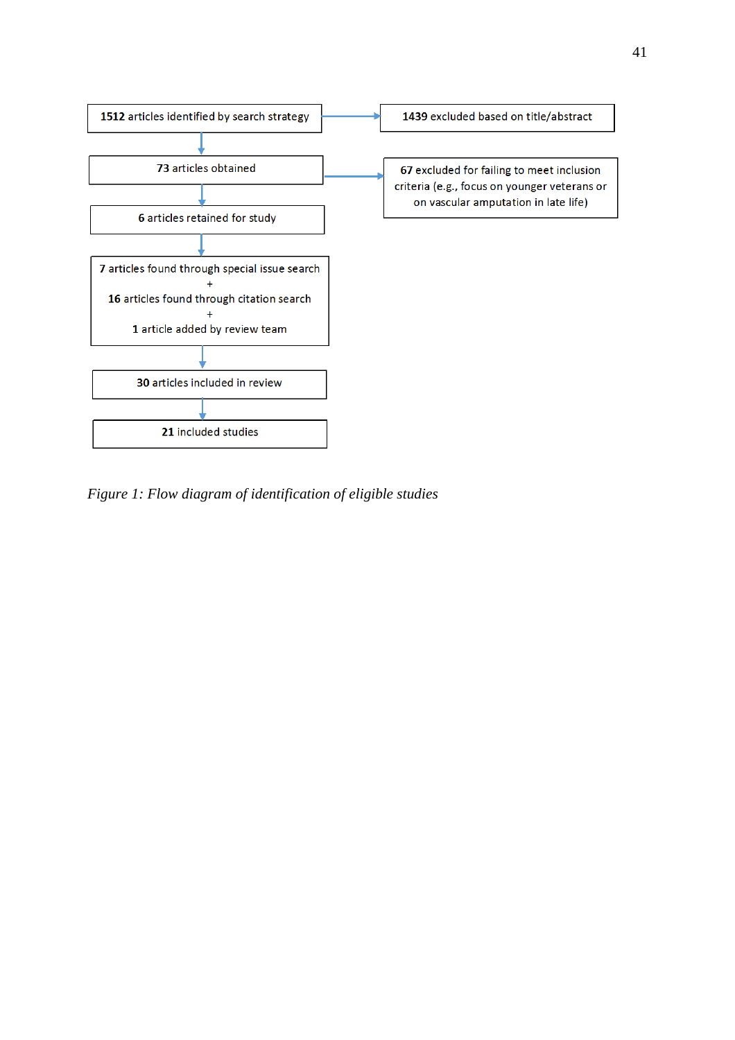**1512** articles identified by search strategy

**1439** excluded based on title/abstract

**73** articles obtained

**67** excluded for failing to meet inclusion criteria (e.g., focus on younger veterans or on vascular amputation in late life)

**6** articles retained for study

**7** articles found through special issue search
+
**16** articles found through citation search
+
**1** article added by review team

**30** articles included in review

**21** included studies

*Figure 1: Flow diagram of identification of eligible studies*